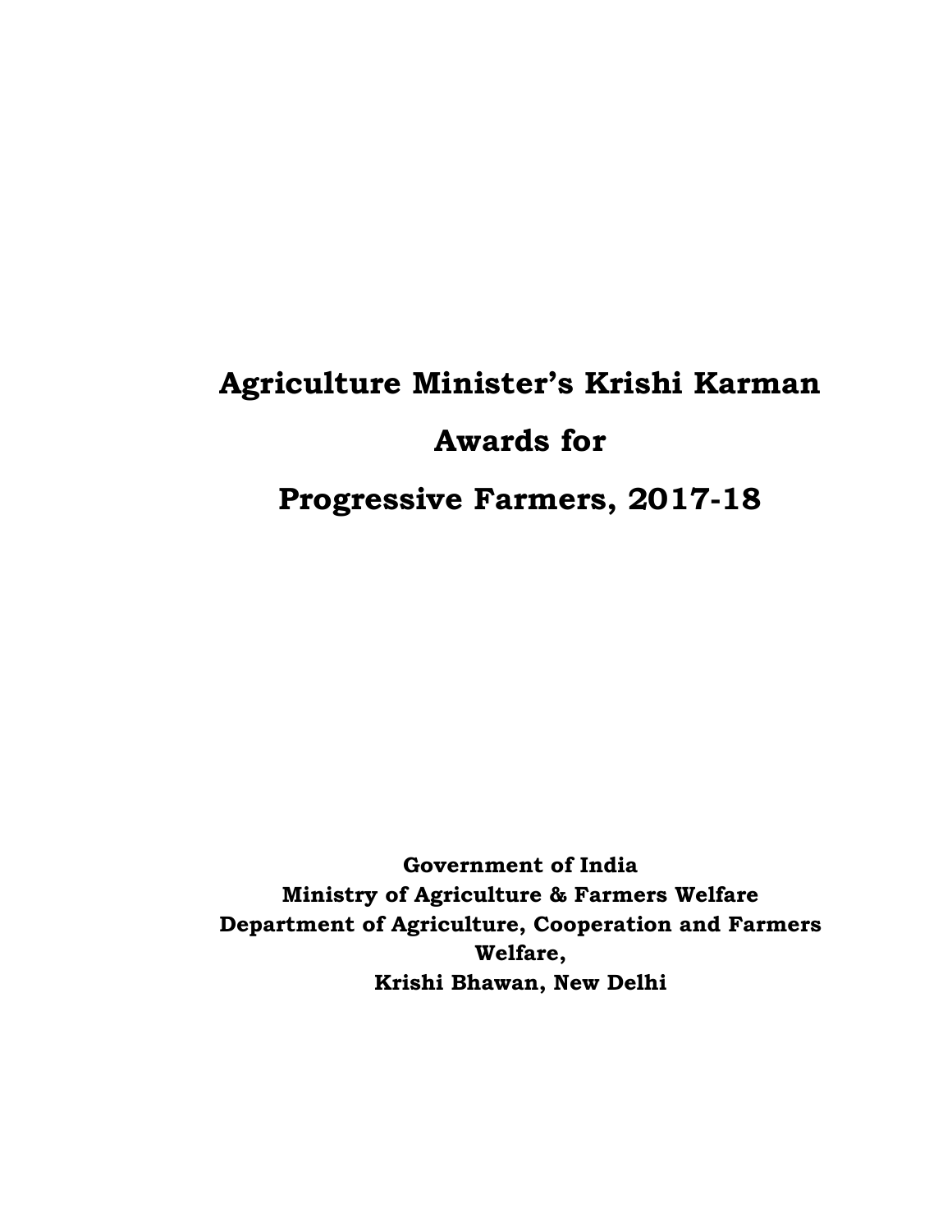# Agriculture Minister's Krishi Karman Awards for Progressive Farmers, 2017-18

**Government of India**
**Ministry of Agriculture & Farmers Welfare**
**Department of Agriculture, Cooperation and Farmers Welfare,**
**Krishi Bhawan, New Delhi**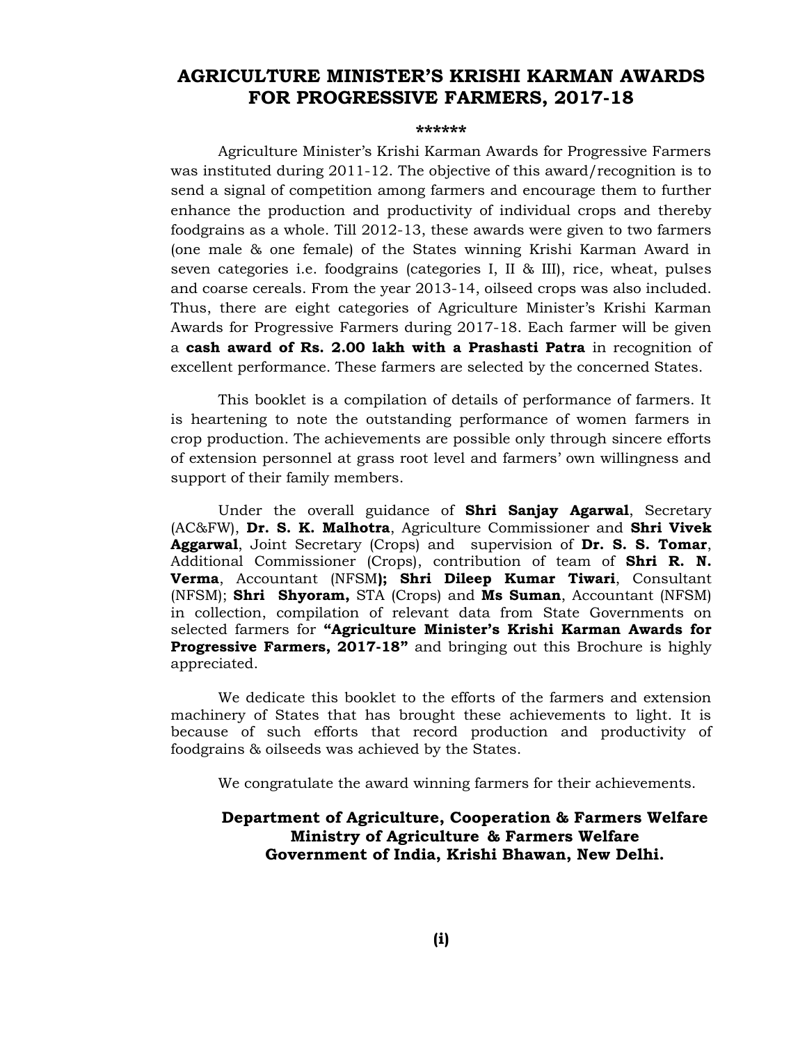# AGRICULTURE MINISTER'S KRISHI KARMAN AWARDS FOR PROGRESSIVE FARMERS, 2017-18

******

Agriculture Minister's Krishi Karman Awards for Progressive Farmers was instituted during 2011-12. The objective of this award/recognition is to send a signal of competition among farmers and encourage them to further enhance the production and productivity of individual crops and thereby foodgrains as a whole. Till 2012-13, these awards were given to two farmers (one male & one female) of the States winning Krishi Karman Award in seven categories i.e. foodgrains (categories I, II & III), rice, wheat, pulses and coarse cereals. From the year 2013-14, oilseed crops was also included. Thus, there are eight categories of Agriculture Minister's Krishi Karman Awards for Progressive Farmers during 2017-18. Each farmer will be given a **cash award of Rs. 2.00 lakh with a Prashasti Patra** in recognition of excellent performance. These farmers are selected by the concerned States.

This booklet is a compilation of details of performance of farmers. It is heartening to note the outstanding performance of women farmers in crop production. The achievements are possible only through sincere efforts of extension personnel at grass root level and farmers' own willingness and support of their family members.

Under the overall guidance of **Shri Sanjay Agarwal**, Secretary (AC&FW), **Dr. S. K. Malhotra**, Agriculture Commissioner and **Shri Vivek Aggarwal**, Joint Secretary (Crops) and supervision of **Dr. S. S. Tomar**, Additional Commissioner (Crops), contribution of team of **Shri R. N. Verma**, Accountant (NFSM**); Shri Dileep Kumar Tiwari**, Consultant (NFSM); **Shri Shyoram,** STA (Crops) and **Ms Suman**, Accountant (NFSM) in collection, compilation of relevant data from State Governments on selected farmers for **"Agriculture Minister's Krishi Karman Awards for Progressive Farmers, 2017-18"** and bringing out this Brochure is highly appreciated.

We dedicate this booklet to the efforts of the farmers and extension machinery of States that has brought these achievements to light. It is because of such efforts that record production and productivity of foodgrains & oilseeds was achieved by the States.

We congratulate the award winning farmers for their achievements.

**Department of Agriculture, Cooperation & Farmers Welfare**
**Ministry of Agriculture & Farmers Welfare**
**Government of India, Krishi Bhawan, New Delhi.**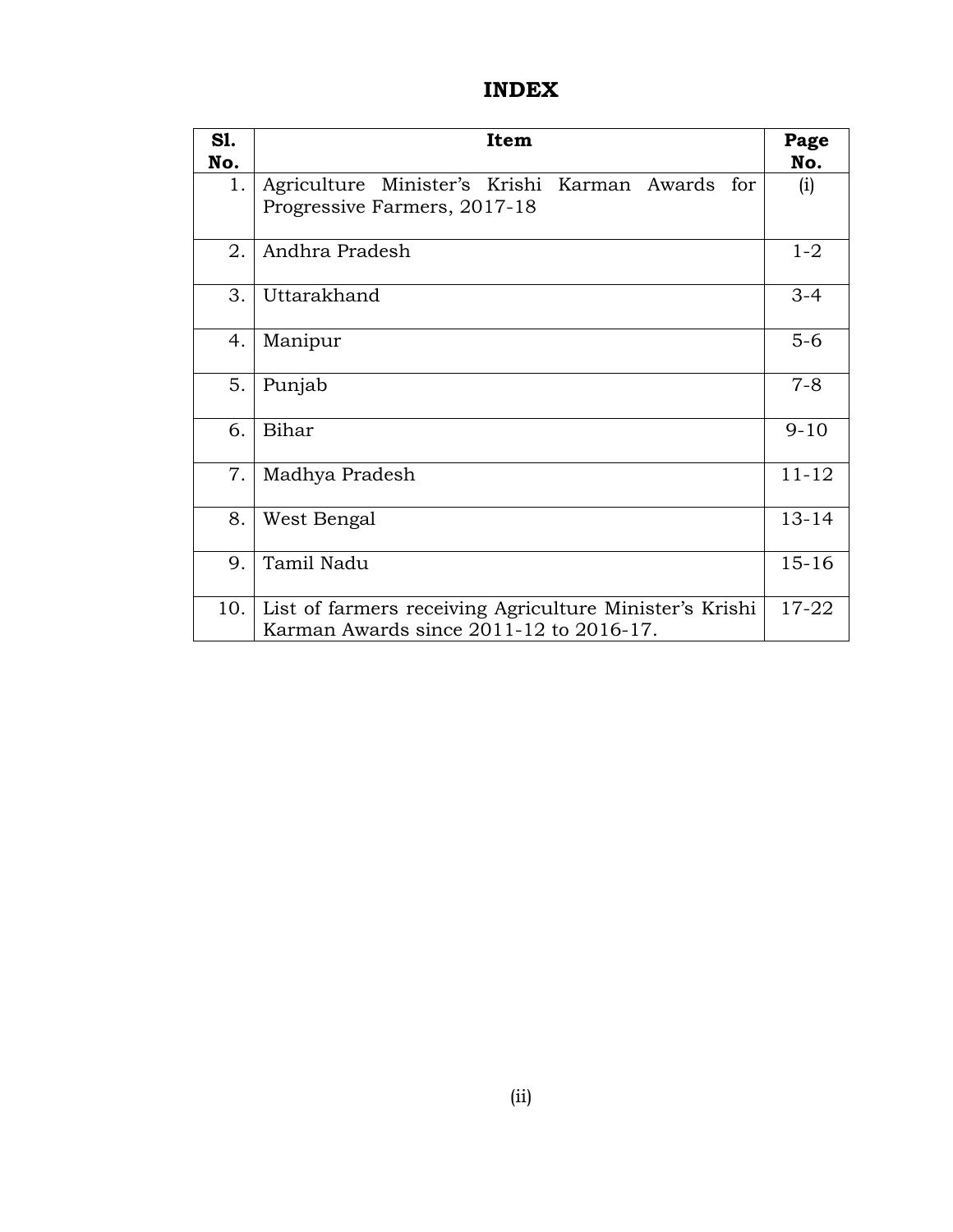# INDEX

| Sl. No. | Item | Page No. |
|---|---|---|
| 1. | Agriculture Minister's Krishi Karman Awards for Progressive Farmers, 2017-18 | (i) |
| 2. | Andhra Pradesh | 1-2 |
| 3. | Uttarakhand | 3-4 |
| 4. | Manipur | 5-6 |
| 5. | Punjab | 7-8 |
| 6. | Bihar | 9-10 |
| 7. | Madhya Pradesh | 11-12 |
| 8. | West Bengal | 13-14 |
| 9. | Tamil Nadu | 15-16 |
| 10. | List of farmers receiving Agriculture Minister's Krishi Karman Awards since 2011-12 to 2016-17. | 17-22 |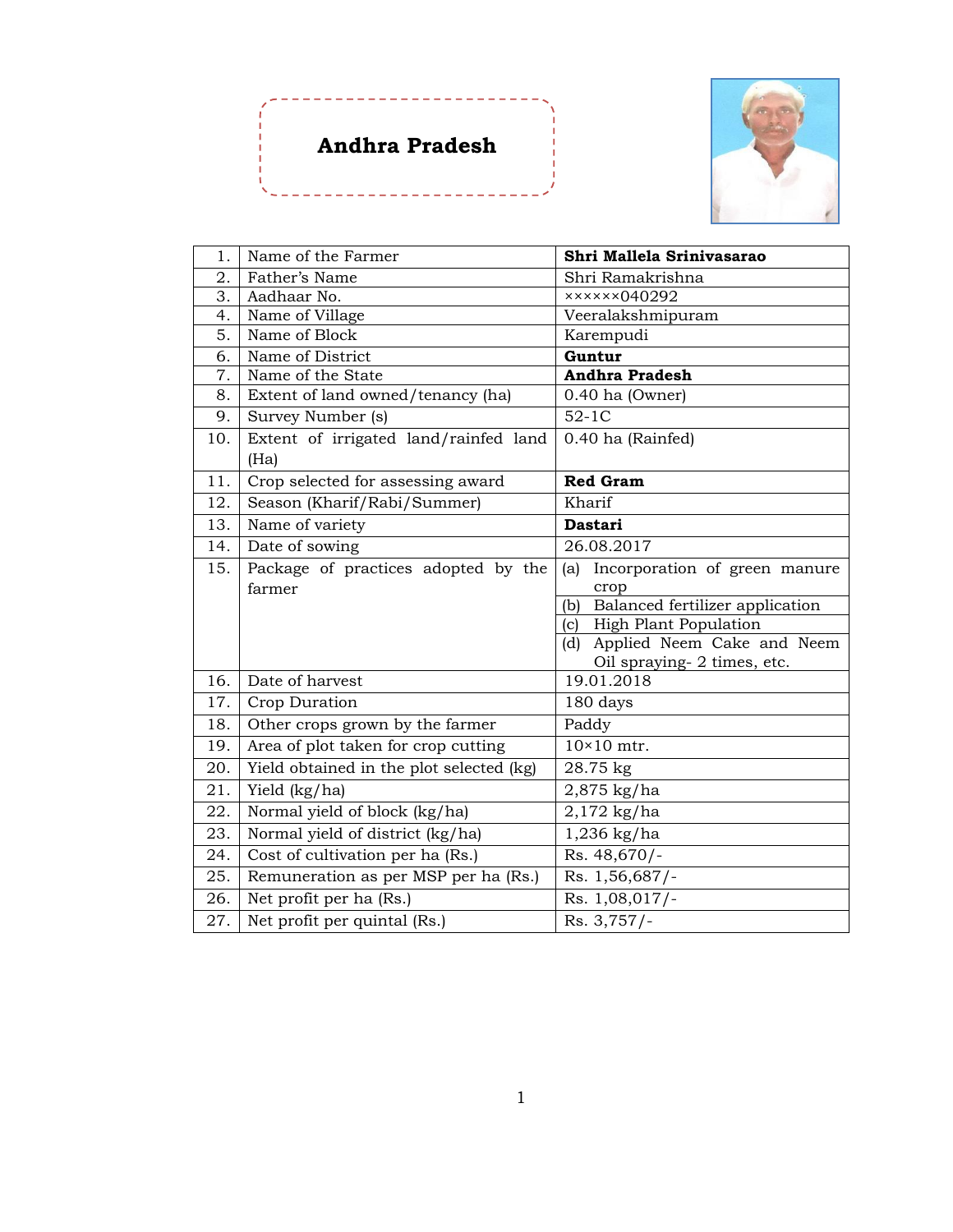# Andhra Pradesh

| 1. | Name of the Farmer | **Shri Mallela Srinivasarao** |
|---|---|---|
| 2. | Father's Name | Shri Ramakrishna |
| 3. | Aadhaar No. | ××××××040292 |
| 4. | Name of Village | Veeralakshmipuram |
| 5. | Name of Block | Karempudi |
| 6. | Name of District | **Guntur** |
| 7. | Name of the State | **Andhra Pradesh** |
| 8. | Extent of land owned/tenancy (ha) | 0.40 ha (Owner) |
| 9. | Survey Number (s) | 52-1C |
| 10. | Extent of irrigated land/rainfed land (Ha) | 0.40 ha (Rainfed) |
| 11. | Crop selected for assessing award | **Red Gram** |
| 12. | Season (Kharif/Rabi/Summer) | Kharif |
| 13. | Name of variety | **Dastari** |
| 14. | Date of sowing | 26.08.2017 |
| 15. | Package of practices adopted by the farmer | (a) Incorporation of green manure crop<br>(b) Balanced fertilizer application<br>(c) High Plant Population<br>(d) Applied Neem Cake and Neem Oil spraying- 2 times, etc. |
| 16. | Date of harvest | 19.01.2018 |
| 17. | Crop Duration | 180 days |
| 18. | Other crops grown by the farmer | Paddy |
| 19. | Area of plot taken for crop cutting | 10×10 mtr. |
| 20. | Yield obtained in the plot selected (kg) | 28.75 kg |
| 21. | Yield (kg/ha) | 2,875 kg/ha |
| 22. | Normal yield of block (kg/ha) | 2,172 kg/ha |
| 23. | Normal yield of district (kg/ha) | 1,236 kg/ha |
| 24. | Cost of cultivation per ha (Rs.) | Rs. 48,670/- |
| 25. | Remuneration as per MSP per ha (Rs.) | Rs. 1,56,687/- |
| 26. | Net profit per ha (Rs.) | Rs. 1,08,017/- |
| 27. | Net profit per quintal (Rs.) | Rs. 3,757/- |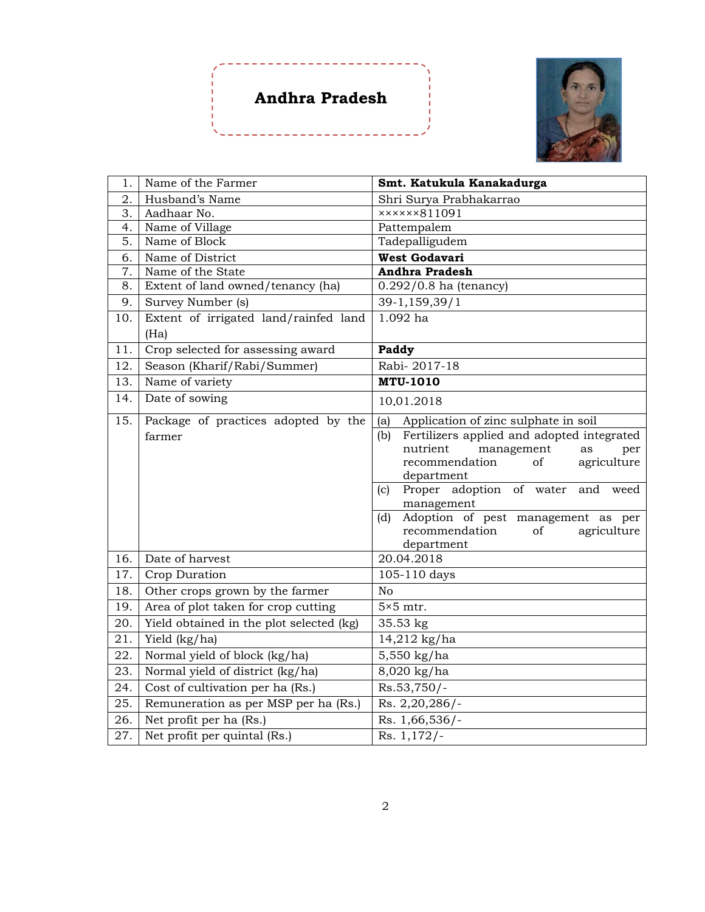# Andhra Pradesh

| 1. | Name of the Farmer | **Smt. Katukula Kanakadurga** |
|---|---|---|
| 2. | Husband's Name | Shri Surya Prabhakarrao |
| 3. | Aadhaar No. | ××××××811091 |
| 4. | Name of Village | Pattempalem |
| 5. | Name of Block | Tadepalligudem |
| 6. | Name of District | **West Godavari** |
| 7. | Name of the State | **Andhra Pradesh** |
| 8. | Extent of land owned/tenancy (ha) | 0.292/0.8 ha (tenancy) |
| 9. | Survey Number (s) | 39-1,159,39/1 |
| 10. | Extent of irrigated land/rainfed land (Ha) | 1.092 ha |
| 11. | Crop selected for assessing award | **Paddy** |
| 12. | Season (Kharif/Rabi/Summer) | Rabi- 2017-18 |
| 13. | Name of variety | **MTU-1010** |
| 14. | Date of sowing | 10.01.2018 |
| 15. | Package of practices adopted by the farmer | (a) Application of zinc sulphate in soil<br>(b) Fertilizers applied and adopted integrated nutrient management as per recommendation of agriculture department<br>(c) Proper adoption of water and weed management<br>(d) Adoption of pest management as per recommendation of agriculture department |
| 16. | Date of harvest | 20.04.2018 |
| 17. | Crop Duration | 105-110 days |
| 18. | Other crops grown by the farmer | No |
| 19. | Area of plot taken for crop cutting | 5×5 mtr. |
| 20. | Yield obtained in the plot selected (kg) | 35.53 kg |
| 21. | Yield (kg/ha) | 14,212 kg/ha |
| 22. | Normal yield of block (kg/ha) | 5,550 kg/ha |
| 23. | Normal yield of district (kg/ha) | 8,020 kg/ha |
| 24. | Cost of cultivation per ha (Rs.) | Rs.53,750/- |
| 25. | Remuneration as per MSP per ha (Rs.) | Rs. 2,20,286/- |
| 26. | Net profit per ha (Rs.) | Rs. 1,66,536/- |
| 27. | Net profit per quintal (Rs.) | Rs. 1,172/- |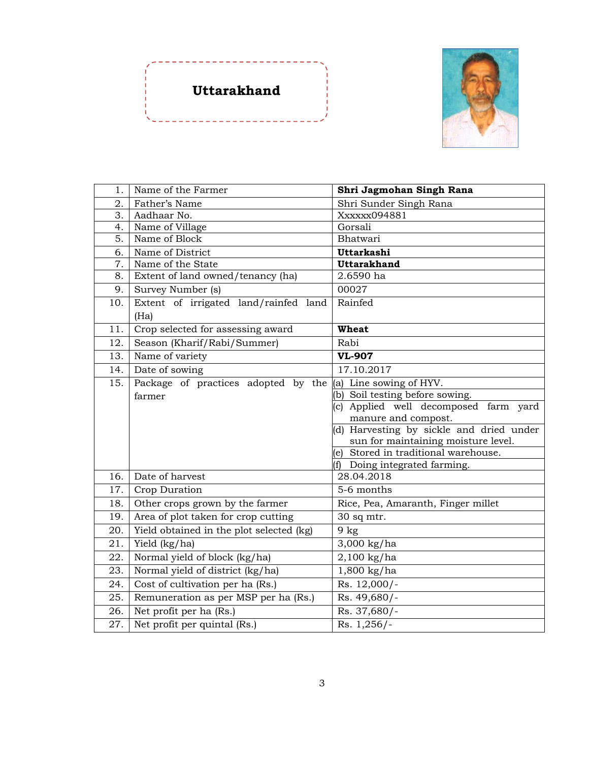# Uttarakhand

| | | |
|---|---|---|
| 1. | Name of the Farmer | **Shri Jagmohan Singh Rana** |
| 2. | Father's Name | Shri Sunder Singh Rana |
| 3. | Aadhaar No. | Xxxxxx094881 |
| 4. | Name of Village | Gorsali |
| 5. | Name of Block | Bhatwari |
| 6. | Name of District | **Uttarkashi** |
| 7. | Name of the State | **Uttarakhand** |
| 8. | Extent of land owned/tenancy (ha) | 2.6590 ha |
| 9. | Survey Number (s) | 00027 |
| 10. | Extent of irrigated land/rainfed land (Ha) | Rainfed |
| 11. | Crop selected for assessing award | **Wheat** |
| 12. | Season (Kharif/Rabi/Summer) | Rabi |
| 13. | Name of variety | **VL-907** |
| 14. | Date of sowing | 17.10.2017 |
| 15. | Package of practices adopted by the farmer | (a) Line sowing of HYV. |
| | | (b) Soil testing before sowing. |
| | | (c) Applied well decomposed farm yard manure and compost. |
| | | (d) Harvesting by sickle and dried under sun for maintaining moisture level. |
| | | (e) Stored in traditional warehouse. |
| | | (f) Doing integrated farming. |
| 16. | Date of harvest | 28.04.2018 |
| 17. | Crop Duration | 5-6 months |
| 18. | Other crops grown by the farmer | Rice, Pea, Amaranth, Finger millet |
| 19. | Area of plot taken for crop cutting | 30 sq mtr. |
| 20. | Yield obtained in the plot selected (kg) | 9 kg |
| 21. | Yield (kg/ha) | 3,000 kg/ha |
| 22. | Normal yield of block (kg/ha) | 2,100 kg/ha |
| 23. | Normal yield of district (kg/ha) | 1,800 kg/ha |
| 24. | Cost of cultivation per ha (Rs.) | Rs. 12,000/- |
| 25. | Remuneration as per MSP per ha (Rs.) | Rs. 49,680/- |
| 26. | Net profit per ha (Rs.) | Rs. 37,680/- |
| 27. | Net profit per quintal (Rs.) | Rs. 1,256/- |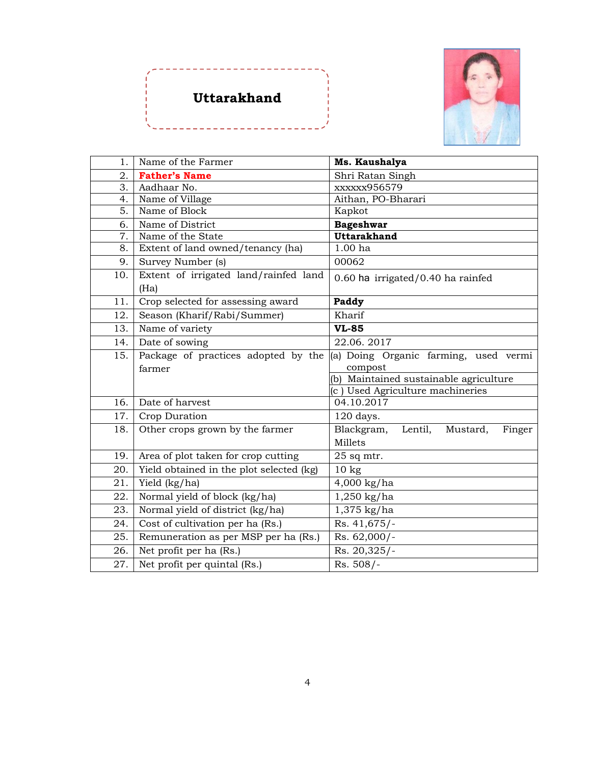## Uttarakhand

| | | |
|---|---|---|
| 1. | Name of the Farmer | **Ms. Kaushalya** |
| 2. | **Father's Name** | Shri Ratan Singh |
| 3. | Aadhaar No. | xxxxxx956579 |
| 4. | Name of Village | Aithan, PO-Bharari |
| 5. | Name of Block | Kapkot |
| 6. | Name of District | **Bageshwar** |
| 7. | Name of the State | **Uttarakhand** |
| 8. | Extent of land owned/tenancy (ha) | 1.00 ha |
| 9. | Survey Number (s) | 00062 |
| 10. | Extent of irrigated land/rainfed land (Ha) | 0.60 ha irrigated/0.40 ha rainfed |
| 11. | Crop selected for assessing award | **Paddy** |
| 12. | Season (Kharif/Rabi/Summer) | Kharif |
| 13. | Name of variety | **VL-85** |
| 14. | Date of sowing | 22.06. 2017 |
| 15. | Package of practices adopted by the farmer | (a) Doing Organic farming, used vermi compost<br>(b) Maintained sustainable agriculture<br>(c ) Used Agriculture machineries |
| 16. | Date of harvest | 04.10.2017 |
| 17. | Crop Duration | 120 days. |
| 18. | Other crops grown by the farmer | Blackgram, Lentil, Mustard, Finger Millets |
| 19. | Area of plot taken for crop cutting | 25 sq mtr. |
| 20. | Yield obtained in the plot selected (kg) | 10 kg |
| 21. | Yield (kg/ha) | 4,000 kg/ha |
| 22. | Normal yield of block (kg/ha) | 1,250 kg/ha |
| 23. | Normal yield of district (kg/ha) | 1,375 kg/ha |
| 24. | Cost of cultivation per ha (Rs.) | Rs. 41,675/- |
| 25. | Remuneration as per MSP per ha (Rs.) | Rs. 62,000/- |
| 26. | Net profit per ha (Rs.) | Rs. 20,325/- |
| 27. | Net profit per quintal (Rs.) | Rs. 508/- |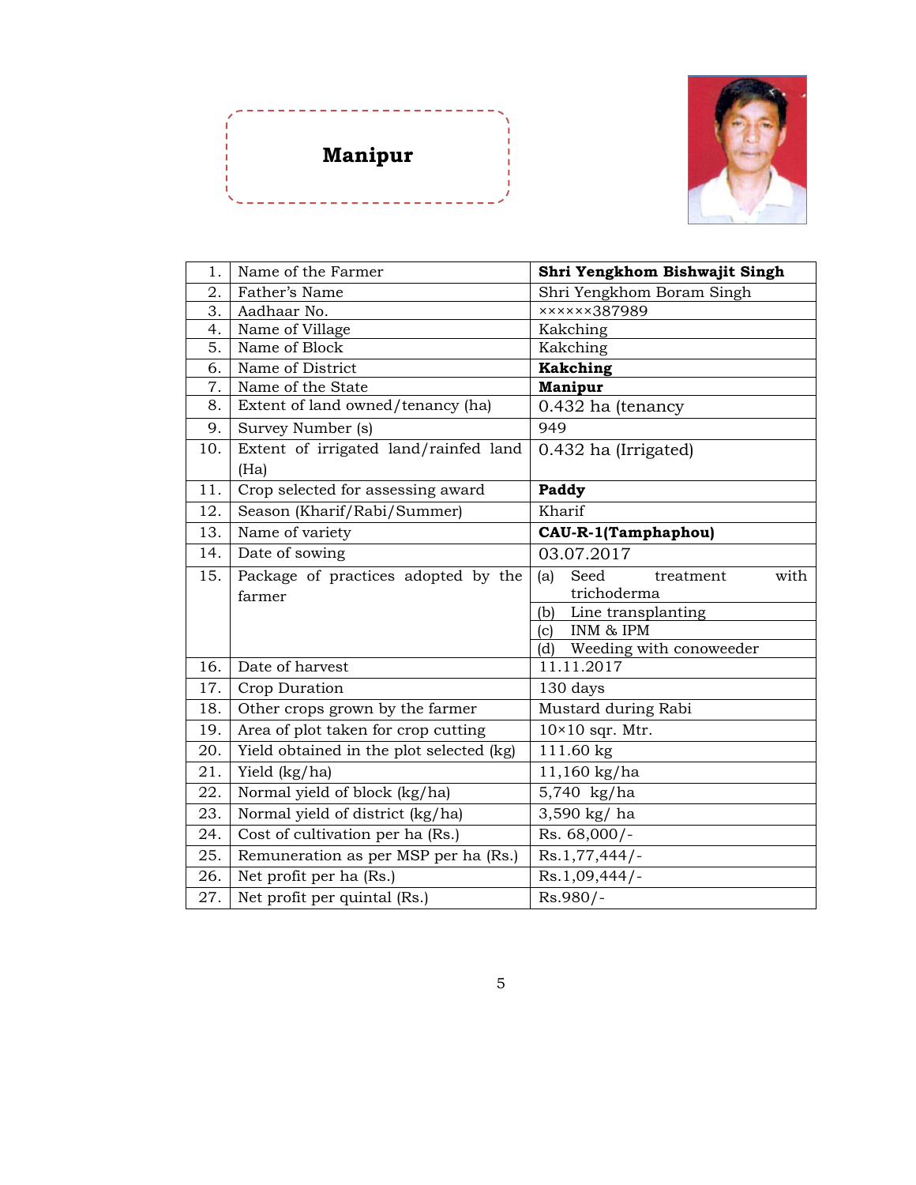## Manipur

| | | |
|---|---|---|
| 1. | Name of the Farmer | **Shri Yengkhom Bishwajit Singh** |
| 2. | Father's Name | Shri Yengkhom Boram Singh |
| 3. | Aadhaar No. | ××××××387989 |
| 4. | Name of Village | Kakching |
| 5. | Name of Block | Kakching |
| 6. | Name of District | **Kakching** |
| 7. | Name of the State | **Manipur** |
| 8. | Extent of land owned/tenancy (ha) | 0.432 ha (tenancy |
| 9. | Survey Number (s) | 949 |
| 10. | Extent of irrigated land/rainfed land (Ha) | 0.432 ha (Irrigated) |
| 11. | Crop selected for assessing award | **Paddy** |
| 12. | Season (Kharif/Rabi/Summer) | Kharif |
| 13. | Name of variety | **CAU-R-1(Tamphaphou)** |
| 14. | Date of sowing | 03.07.2017 |
| 15. | Package of practices adopted by the farmer | (a) Seed treatment with trichoderma |
| | | (b) Line transplanting |
| | | (c) INM & IPM |
| | | (d) Weeding with conoweeder |
| 16. | Date of harvest | 11.11.2017 |
| 17. | Crop Duration | 130 days |
| 18. | Other crops grown by the farmer | Mustard during Rabi |
| 19. | Area of plot taken for crop cutting | 10×10 sqr. Mtr. |
| 20. | Yield obtained in the plot selected (kg) | 111.60 kg |
| 21. | Yield (kg/ha) | 11,160 kg/ha |
| 22. | Normal yield of block (kg/ha) | 5,740 kg/ha |
| 23. | Normal yield of district (kg/ha) | 3,590 kg/ ha |
| 24. | Cost of cultivation per ha (Rs.) | Rs. 68,000/- |
| 25. | Remuneration as per MSP per ha (Rs.) | Rs.1,77,444/- |
| 26. | Net profit per ha (Rs.) | Rs.1,09,444/- |
| 27. | Net profit per quintal (Rs.) | Rs.980/- |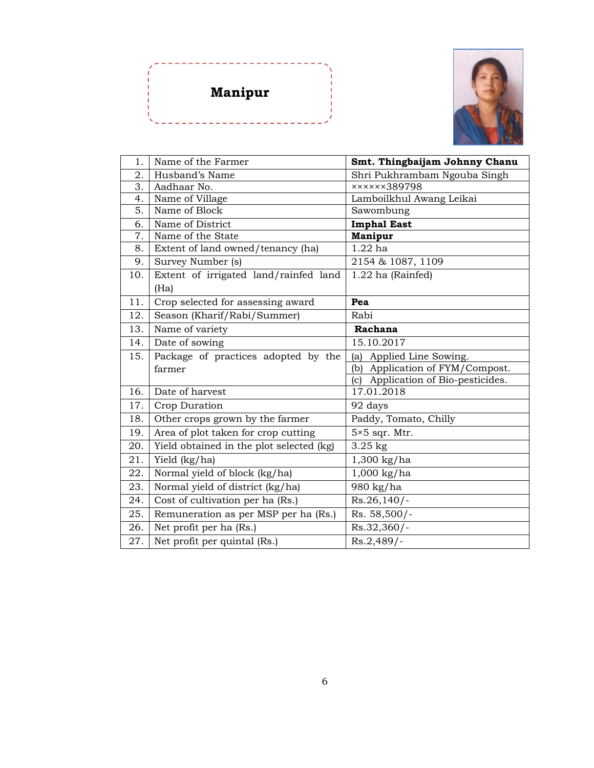## Manipur

| 1. | Name of the Farmer | **Smt. Thingbaijam Johnny Chanu** |
|---|---|---|
| 2. | Husband's Name | Shri Pukhrambam Ngouba Singh |
| 3. | Aadhaar No. | ××××××389798 |
| 4. | Name of Village | Lamboilkhul Awang Leikai |
| 5. | Name of Block | Sawombung |
| 6. | Name of District | **Imphal East** |
| 7. | Name of the State | **Manipur** |
| 8. | Extent of land owned/tenancy (ha) | 1.22 ha |
| 9. | Survey Number (s) | 2154 & 1087, 1109 |
| 10. | Extent of irrigated land/rainfed land (Ha) | 1.22 ha (Rainfed) |
| 11. | Crop selected for assessing award | **Pea** |
| 12. | Season (Kharif/Rabi/Summer) | Rabi |
| 13. | Name of variety | **Rachana** |
| 14. | Date of sowing | 15.10.2017 |
| 15. | Package of practices adopted by the farmer | (a) Applied Line Sowing.<br>(b) Application of FYM/Compost.<br>(c) Application of Bio-pesticides. |
| 16. | Date of harvest | 17.01.2018 |
| 17. | Crop Duration | 92 days |
| 18. | Other crops grown by the farmer | Paddy, Tomato, Chilly |
| 19. | Area of plot taken for crop cutting | 5×5 sqr. Mtr. |
| 20. | Yield obtained in the plot selected (kg) | 3.25 kg |
| 21. | Yield (kg/ha) | 1,300 kg/ha |
| 22. | Normal yield of block (kg/ha) | 1,000 kg/ha |
| 23. | Normal yield of district (kg/ha) | 980 kg/ha |
| 24. | Cost of cultivation per ha (Rs.) | Rs.26,140/- |
| 25. | Remuneration as per MSP per ha (Rs.) | Rs. 58,500/- |
| 26. | Net profit per ha (Rs.) | Rs.32,360/- |
| 27. | Net profit per quintal (Rs.) | Rs.2,489/- |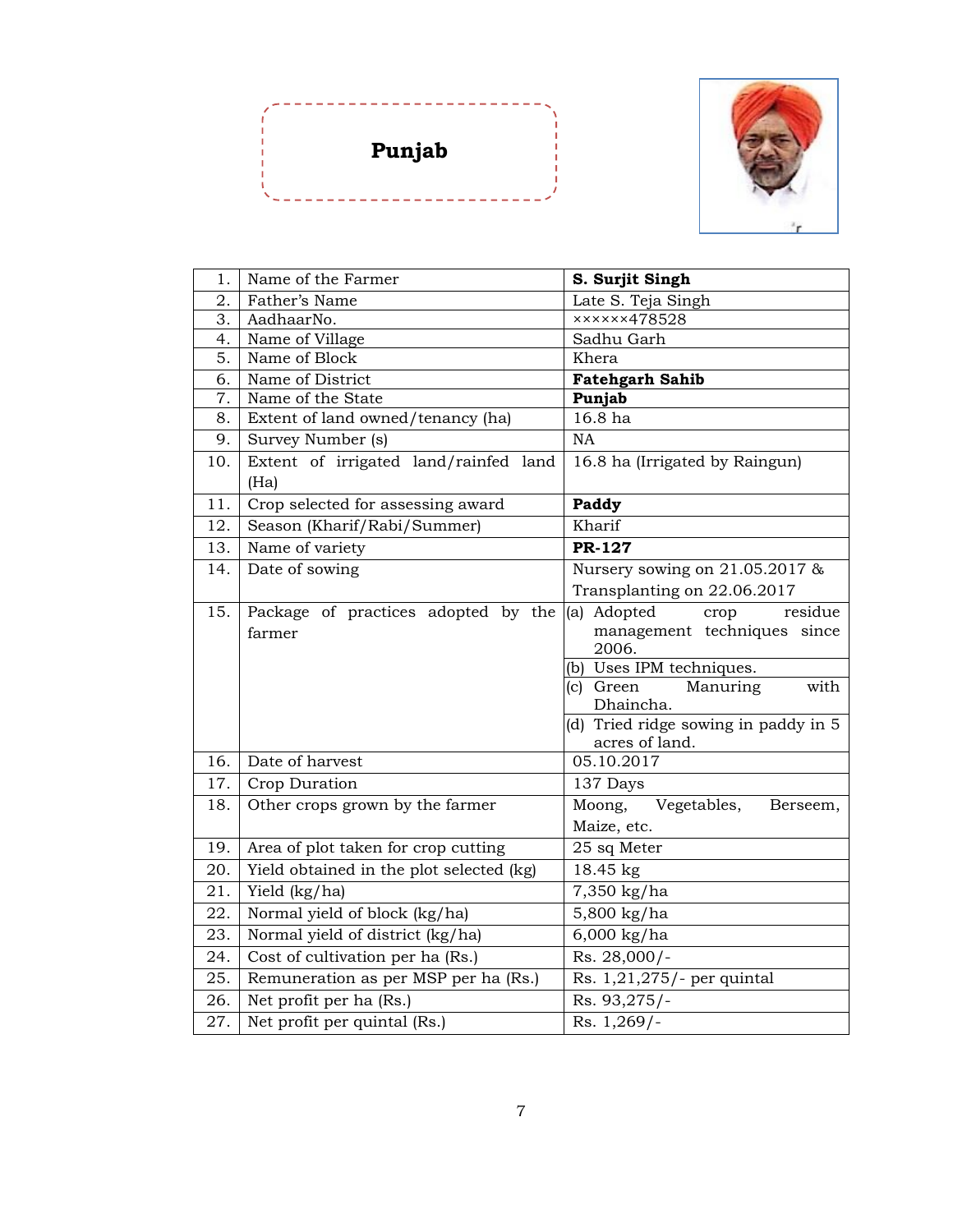# Punjab

| 1. | Name of the Farmer | **S. Surjit Singh** |
|---|---|---|
| 2. | Father's Name | Late S. Teja Singh |
| 3. | AadhaarNo. | ××××××478528 |
| 4. | Name of Village | Sadhu Garh |
| 5. | Name of Block | Khera |
| 6. | Name of District | **Fatehgarh Sahib** |
| 7. | Name of the State | **Punjab** |
| 8. | Extent of land owned/tenancy (ha) | 16.8 ha |
| 9. | Survey Number (s) | NA |
| 10. | Extent of irrigated land/rainfed land (Ha) | 16.8 ha (Irrigated by Raingun) |
| 11. | Crop selected for assessing award | **Paddy** |
| 12. | Season (Kharif/Rabi/Summer) | Kharif |
| 13. | Name of variety | **PR-127** |
| 14. | Date of sowing | Nursery sowing on 21.05.2017 & Transplanting on 22.06.2017 |
| 15. | Package of practices adopted by the farmer | (a) Adopted crop residue management techniques since 2006. |
| | | (b) Uses IPM techniques. |
| | | (c) Green Manuring with Dhaincha. |
| | | (d) Tried ridge sowing in paddy in 5 acres of land. |
| 16. | Date of harvest | 05.10.2017 |
| 17. | Crop Duration | 137 Days |
| 18. | Other crops grown by the farmer | Moong, Vegetables, Berseem, Maize, etc. |
| 19. | Area of plot taken for crop cutting | 25 sq Meter |
| 20. | Yield obtained in the plot selected (kg) | 18.45 kg |
| 21. | Yield (kg/ha) | 7,350 kg/ha |
| 22. | Normal yield of block (kg/ha) | 5,800 kg/ha |
| 23. | Normal yield of district (kg/ha) | 6,000 kg/ha |
| 24. | Cost of cultivation per ha (Rs.) | Rs. 28,000/- |
| 25. | Remuneration as per MSP per ha (Rs.) | Rs. 1,21,275/- per quintal |
| 26. | Net profit per ha (Rs.) | Rs. 93,275/- |
| 27. | Net profit per quintal (Rs.) | Rs. 1,269/- |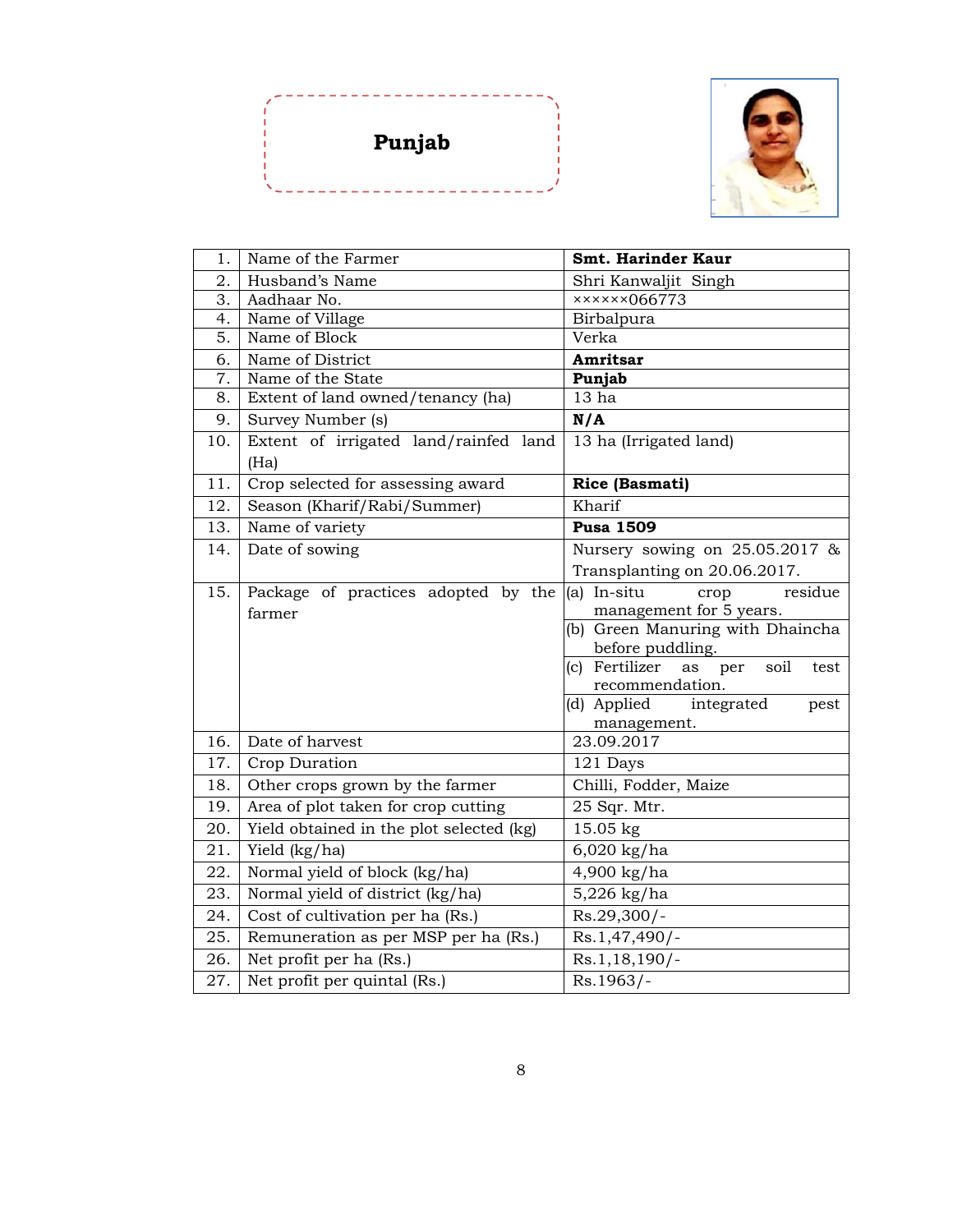# Punjab

| 1. | Name of the Farmer | **Smt. Harinder Kaur** |
|---|---|---|
| 2. | Husband's Name | Shri Kanwaljit Singh |
| 3. | Aadhaar No. | ××××××066773 |
| 4. | Name of Village | Birbalpura |
| 5. | Name of Block | Verka |
| 6. | Name of District | **Amritsar** |
| 7. | Name of the State | **Punjab** |
| 8. | Extent of land owned/tenancy (ha) | 13 ha |
| 9. | Survey Number (s) | **N/A** |
| 10. | Extent of irrigated land/rainfed land (Ha) | 13 ha (Irrigated land) |
| 11. | Crop selected for assessing award | **Rice (Basmati)** |
| 12. | Season (Kharif/Rabi/Summer) | Kharif |
| 13. | Name of variety | **Pusa 1509** |
| 14. | Date of sowing | Nursery sowing on 25.05.2017 & Transplanting on 20.06.2017. |
| 15. | Package of practices adopted by the farmer | (a) In-situ crop residue management for 5 years.<br>(b) Green Manuring with Dhaincha before puddling.<br>(c) Fertilizer as per soil test recommendation.<br>(d) Applied integrated pest management. |
| 16. | Date of harvest | 23.09.2017 |
| 17. | Crop Duration | 121 Days |
| 18. | Other crops grown by the farmer | Chilli, Fodder, Maize |
| 19. | Area of plot taken for crop cutting | 25 Sqr. Mtr. |
| 20. | Yield obtained in the plot selected (kg) | 15.05 kg |
| 21. | Yield (kg/ha) | 6,020 kg/ha |
| 22. | Normal yield of block (kg/ha) | 4,900 kg/ha |
| 23. | Normal yield of district (kg/ha) | 5,226 kg/ha |
| 24. | Cost of cultivation per ha (Rs.) | Rs.29,300/- |
| 25. | Remuneration as per MSP per ha (Rs.) | Rs.1,47,490/- |
| 26. | Net profit per ha (Rs.) | Rs.1,18,190/- |
| 27. | Net profit per quintal (Rs.) | Rs.1963/- |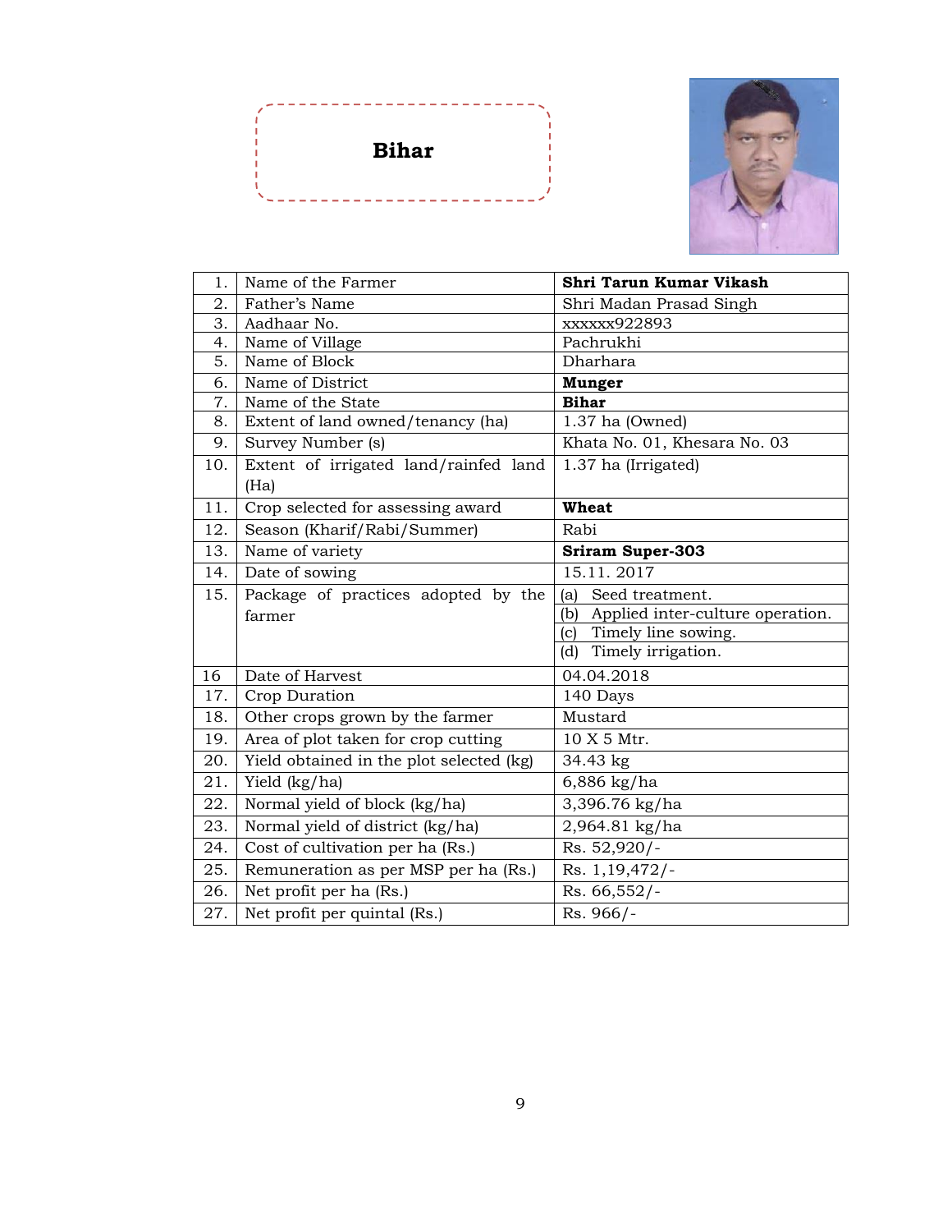## Bihar

| 1. | Name of the Farmer | **Shri Tarun Kumar Vikash** |
|---|---|---|
| 2. | Father's Name | Shri Madan Prasad Singh |
| 3. | Aadhaar No. | xxxxxx922893 |
| 4. | Name of Village | Pachrukhi |
| 5. | Name of Block | Dharhara |
| 6. | Name of District | **Munger** |
| 7. | Name of the State | **Bihar** |
| 8. | Extent of land owned/tenancy (ha) | 1.37 ha (Owned) |
| 9. | Survey Number (s) | Khata No. 01, Khesara No. 03 |
| 10. | Extent of irrigated land/rainfed land (Ha) | 1.37 ha (Irrigated) |
| 11. | Crop selected for assessing award | **Wheat** |
| 12. | Season (Kharif/Rabi/Summer) | Rabi |
| 13. | Name of variety | **Sriram Super-303** |
| 14. | Date of sowing | 15.11. 2017 |
| 15. | Package of practices adopted by the farmer | (a) Seed treatment.<br>(b) Applied inter-culture operation.<br>(c) Timely line sowing.<br>(d) Timely irrigation. |
| 16 | Date of Harvest | 04.04.2018 |
| 17. | Crop Duration | 140 Days |
| 18. | Other crops grown by the farmer | Mustard |
| 19. | Area of plot taken for crop cutting | 10 X 5 Mtr. |
| 20. | Yield obtained in the plot selected (kg) | 34.43 kg |
| 21. | Yield (kg/ha) | 6,886 kg/ha |
| 22. | Normal yield of block (kg/ha) | 3,396.76 kg/ha |
| 23. | Normal yield of district (kg/ha) | 2,964.81 kg/ha |
| 24. | Cost of cultivation per ha (Rs.) | Rs. 52,920/- |
| 25. | Remuneration as per MSP per ha (Rs.) | Rs. 1,19,472/- |
| 26. | Net profit per ha (Rs.) | Rs. 66,552/- |
| 27. | Net profit per quintal (Rs.) | Rs. 966/- |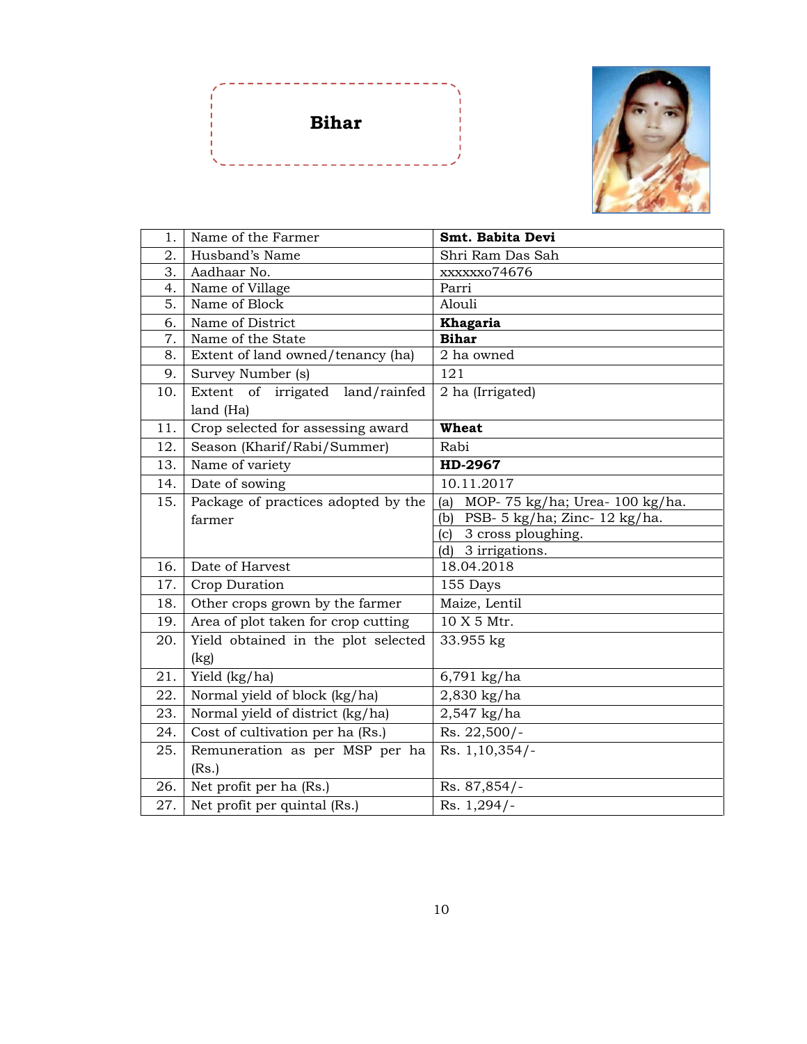# Bihar

| 1. | Name of the Farmer | **Smt. Babita Devi** |
|---|---|---|
| 2. | Husband's Name | Shri Ram Das Sah |
| 3. | Aadhaar No. | xxxxxxo74676 |
| 4. | Name of Village | Parri |
| 5. | Name of Block | Alouli |
| 6. | Name of District | **Khagaria** |
| 7. | Name of the State | **Bihar** |
| 8. | Extent of land owned/tenancy (ha) | 2 ha owned |
| 9. | Survey Number (s) | 121 |
| 10. | Extent of irrigated land/rainfed land (Ha) | 2 ha (Irrigated) |
| 11. | Crop selected for assessing award | **Wheat** |
| 12. | Season (Kharif/Rabi/Summer) | Rabi |
| 13. | Name of variety | **HD-2967** |
| 14. | Date of sowing | 10.11.2017 |
| 15. | Package of practices adopted by the farmer | (a) MOP- 75 kg/ha; Urea- 100 kg/ha. |
| | | (b) PSB- 5 kg/ha; Zinc- 12 kg/ha. |
| | | (c) 3 cross ploughing. |
| | | (d) 3 irrigations. |
| 16. | Date of Harvest | 18.04.2018 |
| 17. | Crop Duration | 155 Days |
| 18. | Other crops grown by the farmer | Maize, Lentil |
| 19. | Area of plot taken for crop cutting | 10 X 5 Mtr. |
| 20. | Yield obtained in the plot selected (kg) | 33.955 kg |
| 21. | Yield (kg/ha) | 6,791 kg/ha |
| 22. | Normal yield of block (kg/ha) | 2,830 kg/ha |
| 23. | Normal yield of district (kg/ha) | 2,547 kg/ha |
| 24. | Cost of cultivation per ha (Rs.) | Rs. 22,500/- |
| 25. | Remuneration as per MSP per ha (Rs.) | Rs. 1,10,354/- |
| 26. | Net profit per ha (Rs.) | Rs. 87,854/- |
| 27. | Net profit per quintal (Rs.) | Rs. 1,294/- |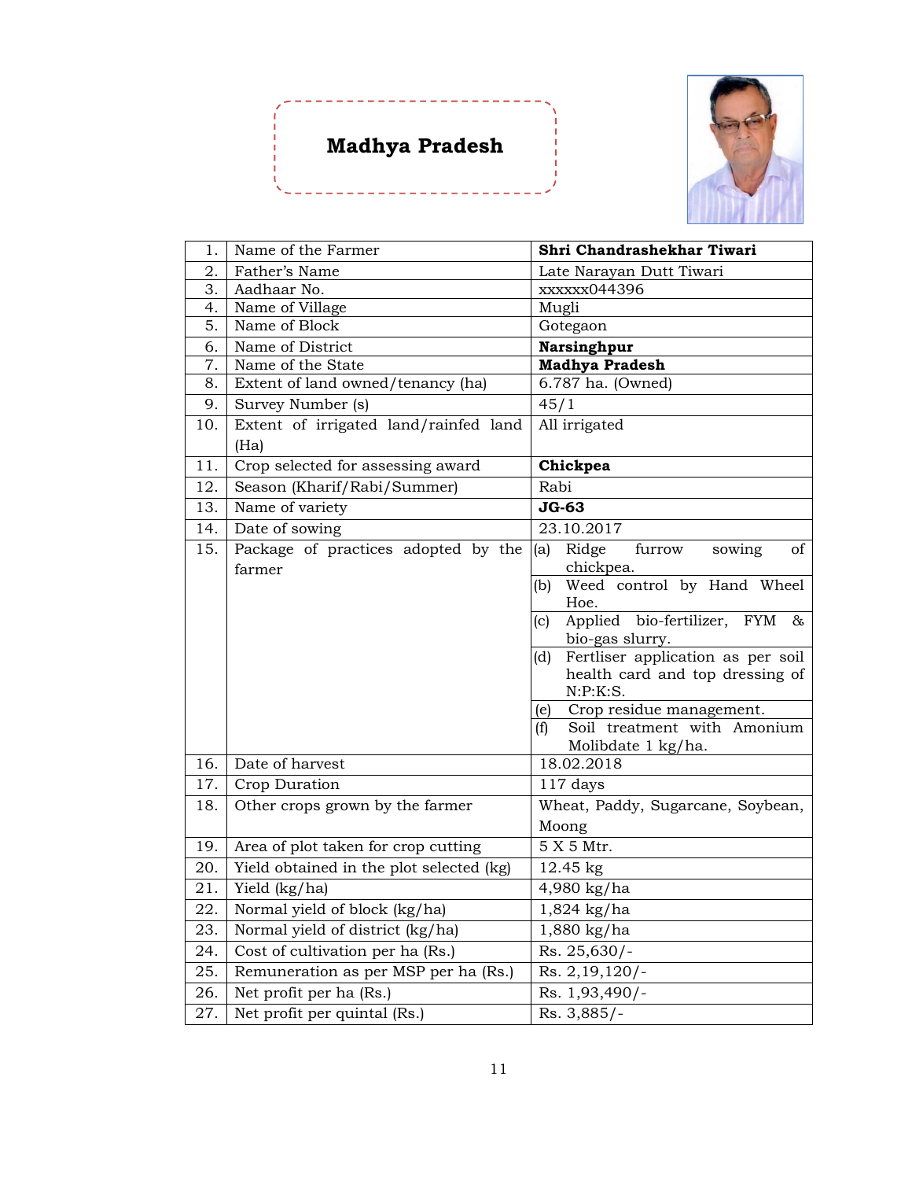# Madhya Pradesh

| | | |
|---|---|---|
| 1. | Name of the Farmer | **Shri Chandrashekhar Tiwari** |
| 2. | Father's Name | Late Narayan Dutt Tiwari |
| 3. | Aadhaar No. | xxxxxx044396 |
| 4. | Name of Village | Mugli |
| 5. | Name of Block | Gotegaon |
| 6. | Name of District | **Narsinghpur** |
| 7. | Name of the State | **Madhya Pradesh** |
| 8. | Extent of land owned/tenancy (ha) | 6.787 ha. (Owned) |
| 9. | Survey Number (s) | 45/1 |
| 10. | Extent of irrigated land/rainfed land (Ha) | All irrigated |
| 11. | Crop selected for assessing award | **Chickpea** |
| 12. | Season (Kharif/Rabi/Summer) | Rabi |
| 13. | Name of variety | **JG-63** |
| 14. | Date of sowing | 23.10.2017 |
| 15. | Package of practices adopted by the farmer | (a) Ridge furrow sowing of chickpea.<br>(b) Weed control by Hand Wheel Hoe.<br>(c) Applied bio-fertilizer, FYM & bio-gas slurry.<br>(d) Fertliser application as per soil health card and top dressing of N:P:K:S.<br>(e) Crop residue management.<br>(f) Soil treatment with Amonium Molibdate 1 kg/ha. |
| 16. | Date of harvest | 18.02.2018 |
| 17. | Crop Duration | 117 days |
| 18. | Other crops grown by the farmer | Wheat, Paddy, Sugarcane, Soybean, Moong |
| 19. | Area of plot taken for crop cutting | 5 X 5 Mtr. |
| 20. | Yield obtained in the plot selected (kg) | 12.45 kg |
| 21. | Yield (kg/ha) | 4,980 kg/ha |
| 22. | Normal yield of block (kg/ha) | 1,824 kg/ha |
| 23. | Normal yield of district (kg/ha) | 1,880 kg/ha |
| 24. | Cost of cultivation per ha (Rs.) | Rs. 25,630/- |
| 25. | Remuneration as per MSP per ha (Rs.) | Rs. 2,19,120/- |
| 26. | Net profit per ha (Rs.) | Rs. 1,93,490/- |
| 27. | Net profit per quintal (Rs.) | Rs. 3,885/- |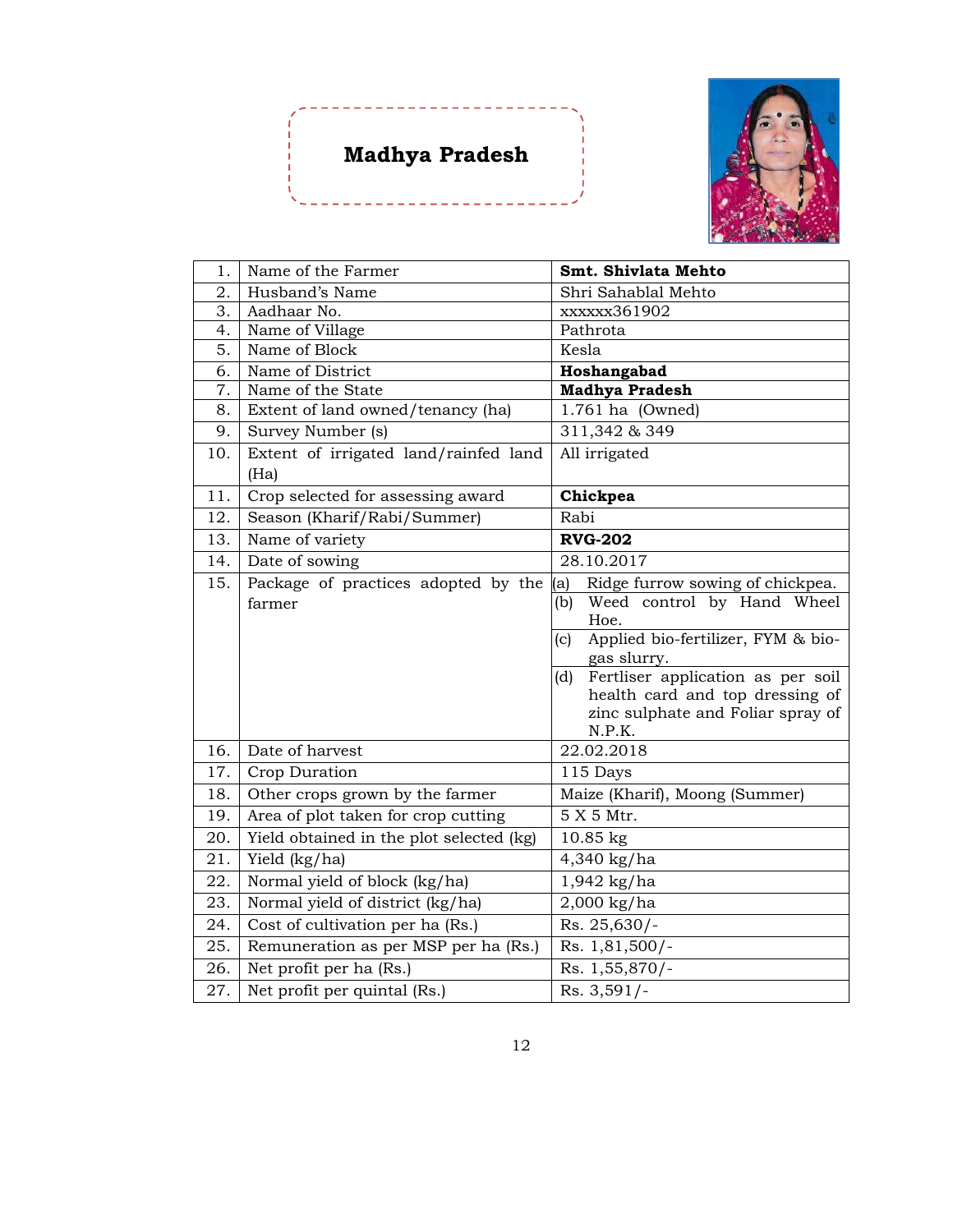# Madhya Pradesh

| | | |
|---|---|---|
| 1. | Name of the Farmer | **Smt. Shivlata Mehto** |
| 2. | Husband's Name | Shri Sahablal Mehto |
| 3. | Aadhaar No. | xxxxxx361902 |
| 4. | Name of Village | Pathrota |
| 5. | Name of Block | Kesla |
| 6. | Name of District | **Hoshangabad** |
| 7. | Name of the State | **Madhya Pradesh** |
| 8. | Extent of land owned/tenancy (ha) | 1.761 ha (Owned) |
| 9. | Survey Number (s) | 311,342 & 349 |
| 10. | Extent of irrigated land/rainfed land (Ha) | All irrigated |
| 11. | Crop selected for assessing award | **Chickpea** |
| 12. | Season (Kharif/Rabi/Summer) | Rabi |
| 13. | Name of variety | **RVG-202** |
| 14. | Date of sowing | 28.10.2017 |
| 15. | Package of practices adopted by the farmer | (a) Ridge furrow sowing of chickpea.<br>(b) Weed control by Hand Wheel Hoe.<br>(c) Applied bio-fertilizer, FYM & bio-gas slurry.<br>(d) Fertliser application as per soil health card and top dressing of zinc sulphate and Foliar spray of N.P.K. |
| 16. | Date of harvest | 22.02.2018 |
| 17. | Crop Duration | 115 Days |
| 18. | Other crops grown by the farmer | Maize (Kharif), Moong (Summer) |
| 19. | Area of plot taken for crop cutting | 5 X 5 Mtr. |
| 20. | Yield obtained in the plot selected (kg) | 10.85 kg |
| 21. | Yield (kg/ha) | 4,340 kg/ha |
| 22. | Normal yield of block (kg/ha) | 1,942 kg/ha |
| 23. | Normal yield of district (kg/ha) | 2,000 kg/ha |
| 24. | Cost of cultivation per ha (Rs.) | Rs. 25,630/- |
| 25. | Remuneration as per MSP per ha (Rs.) | Rs. 1,81,500/- |
| 26. | Net profit per ha (Rs.) | Rs. 1,55,870/- |
| 27. | Net profit per quintal (Rs.) | Rs. 3,591/- |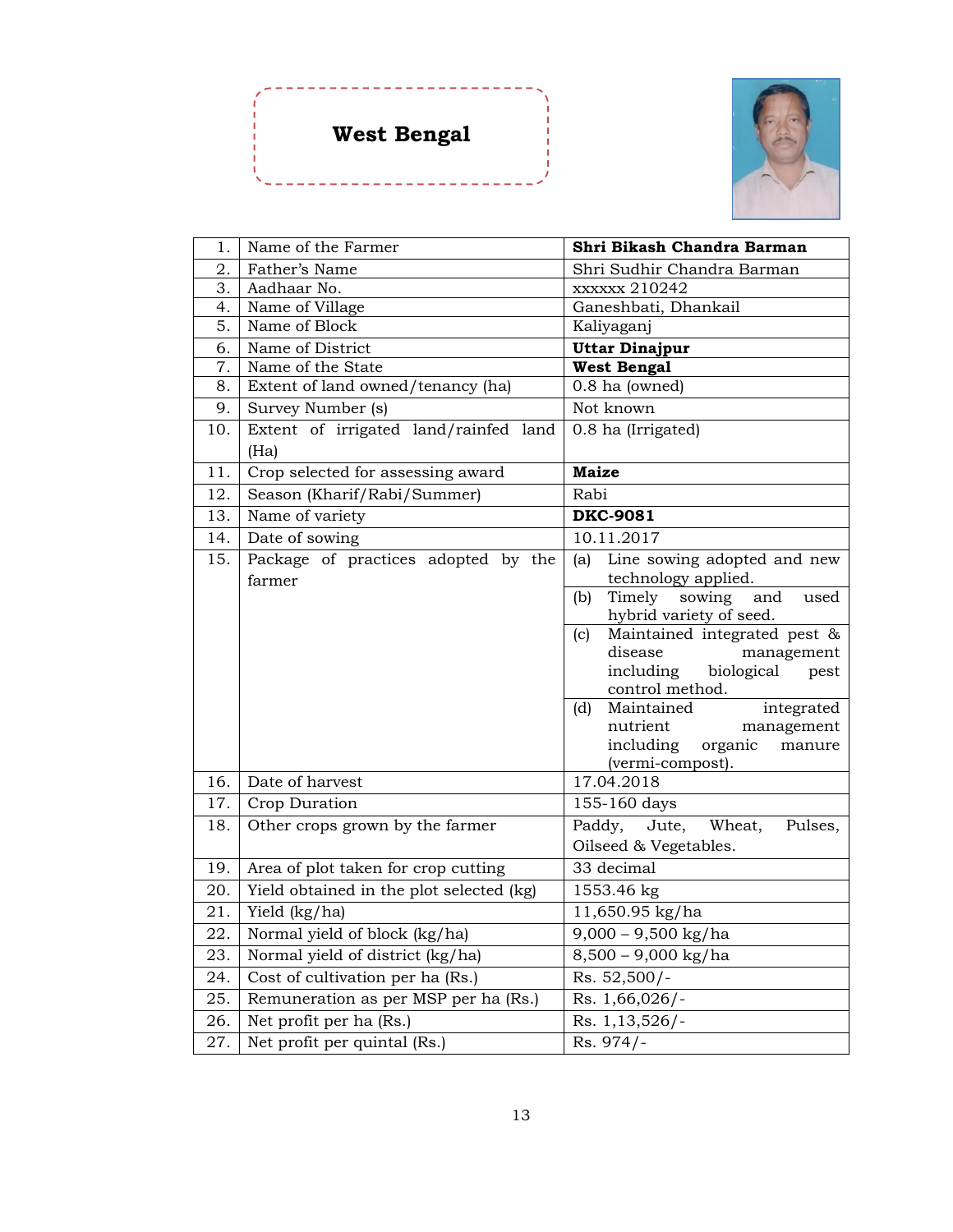# West Bengal

| | | |
|---|---|---|
| 1. | Name of the Farmer | **Shri Bikash Chandra Barman** |
| 2. | Father's Name | Shri Sudhir Chandra Barman |
| 3. | Aadhaar No. | xxxxxx 210242 |
| 4. | Name of Village | Ganeshbati, Dhankail |
| 5. | Name of Block | Kaliyaganj |
| 6. | Name of District | **Uttar Dinajpur** |
| 7. | Name of the State | **West Bengal** |
| 8. | Extent of land owned/tenancy (ha) | 0.8 ha (owned) |
| 9. | Survey Number (s) | Not known |
| 10. | Extent of irrigated land/rainfed land (Ha) | 0.8 ha (Irrigated) |
| 11. | Crop selected for assessing award | **Maize** |
| 12. | Season (Kharif/Rabi/Summer) | Rabi |
| 13. | Name of variety | **DKC-9081** |
| 14. | Date of sowing | 10.11.2017 |
| 15. | Package of practices adopted by the farmer | (a) Line sowing adopted and new technology applied.<br>(b) Timely sowing and used hybrid variety of seed.<br>(c) Maintained integrated pest & disease management including biological pest control method.<br>(d) Maintained integrated nutrient management including organic manure (vermi-compost). |
| 16. | Date of harvest | 17.04.2018 |
| 17. | Crop Duration | 155-160 days |
| 18. | Other crops grown by the farmer | Paddy, Jute, Wheat, Pulses, Oilseed & Vegetables. |
| 19. | Area of plot taken for crop cutting | 33 decimal |
| 20. | Yield obtained in the plot selected (kg) | 1553.46 kg |
| 21. | Yield (kg/ha) | 11,650.95 kg/ha |
| 22. | Normal yield of block (kg/ha) | 9,000 – 9,500 kg/ha |
| 23. | Normal yield of district (kg/ha) | 8,500 – 9,000 kg/ha |
| 24. | Cost of cultivation per ha (Rs.) | Rs. 52,500/- |
| 25. | Remuneration as per MSP per ha (Rs.) | Rs. 1,66,026/- |
| 26. | Net profit per ha (Rs.) | Rs. 1,13,526/- |
| 27. | Net profit per quintal (Rs.) | Rs. 974/- |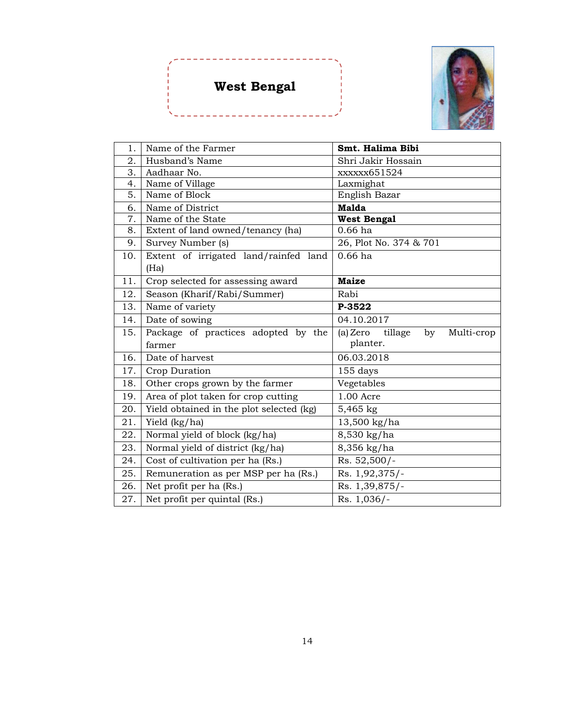# West Bengal

| | | |
|---|---|---|
| 1. | Name of the Farmer | **Smt. Halima Bibi** |
| 2. | Husband's Name | Shri Jakir Hossain |
| 3. | Aadhaar No. | xxxxxx651524 |
| 4. | Name of Village | Laxmighat |
| 5. | Name of Block | English Bazar |
| 6. | Name of District | **Malda** |
| 7. | Name of the State | **West Bengal** |
| 8. | Extent of land owned/tenancy (ha) | 0.66 ha |
| 9. | Survey Number (s) | 26, Plot No. 374 & 701 |
| 10. | Extent of irrigated land/rainfed land (Ha) | 0.66 ha |
| 11. | Crop selected for assessing award | **Maize** |
| 12. | Season (Kharif/Rabi/Summer) | Rabi |
| 13. | Name of variety | **P-3522** |
| 14. | Date of sowing | 04.10.2017 |
| 15. | Package of practices adopted by the farmer | (a) Zero tillage by Multi-crop planter. |
| 16. | Date of harvest | 06.03.2018 |
| 17. | Crop Duration | 155 days |
| 18. | Other crops grown by the farmer | Vegetables |
| 19. | Area of plot taken for crop cutting | 1.00 Acre |
| 20. | Yield obtained in the plot selected (kg) | 5,465 kg |
| 21. | Yield (kg/ha) | 13,500 kg/ha |
| 22. | Normal yield of block (kg/ha) | 8,530 kg/ha |
| 23. | Normal yield of district (kg/ha) | 8,356 kg/ha |
| 24. | Cost of cultivation per ha (Rs.) | Rs. 52,500/- |
| 25. | Remuneration as per MSP per ha (Rs.) | Rs. 1,92,375/- |
| 26. | Net profit per ha (Rs.) | Rs. 1,39,875/- |
| 27. | Net profit per quintal (Rs.) | Rs. 1,036/- |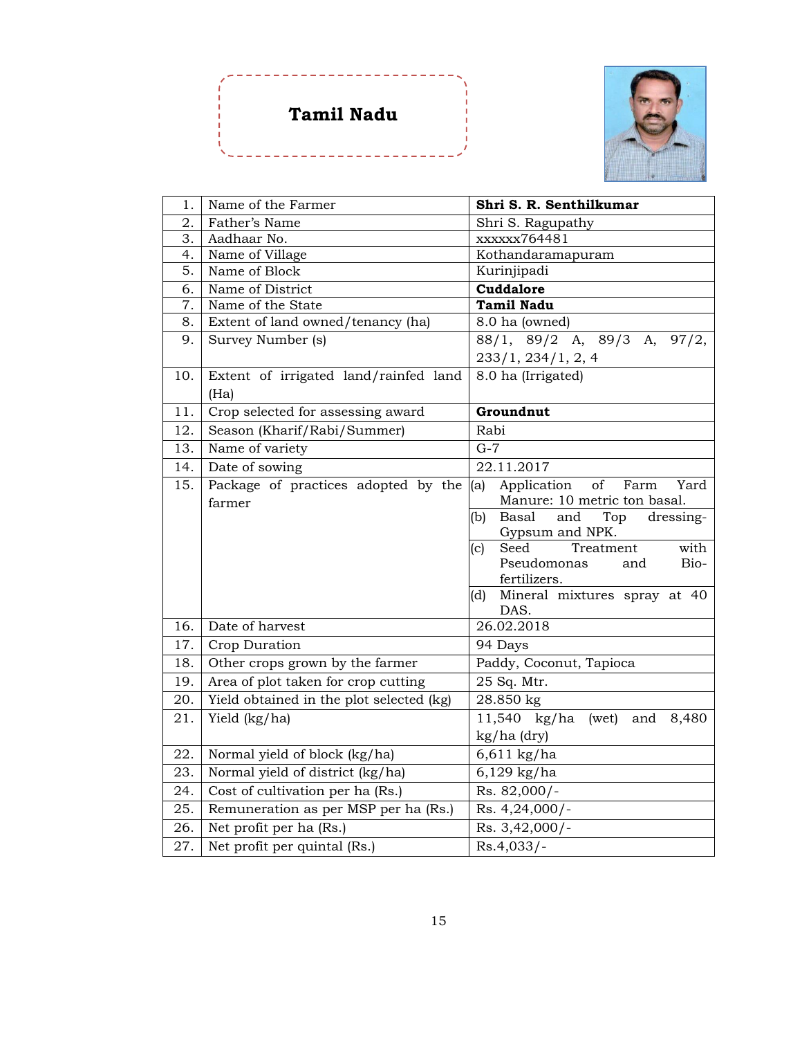## Tamil Nadu

| | | |
|---|---|---|
| 1. | Name of the Farmer | **Shri S. R. Senthilkumar** |
| 2. | Father's Name | Shri S. Ragupathy |
| 3. | Aadhaar No. | xxxxxx764481 |
| 4. | Name of Village | Kothandaramapuram |
| 5. | Name of Block | Kurinjipadi |
| 6. | Name of District | **Cuddalore** |
| 7. | Name of the State | **Tamil Nadu** |
| 8. | Extent of land owned/tenancy (ha) | 8.0 ha (owned) |
| 9. | Survey Number (s) | 88/1, 89/2 A, 89/3 A, 97/2, 233/1, 234/1, 2, 4 |
| 10. | Extent of irrigated land/rainfed land (Ha) | 8.0 ha (Irrigated) |
| 11. | Crop selected for assessing award | **Groundnut** |
| 12. | Season (Kharif/Rabi/Summer) | Rabi |
| 13. | Name of variety | G-7 |
| 14. | Date of sowing | 22.11.2017 |
| 15. | Package of practices adopted by the farmer | (a) Application of Farm Yard Manure: 10 metric ton basal.<br>(b) Basal and Top dressing- Gypsum and NPK.<br>(c) Seed Treatment with Pseudomonas and Bio-fertilizers.<br>(d) Mineral mixtures spray at 40 DAS. |
| 16. | Date of harvest | 26.02.2018 |
| 17. | Crop Duration | 94 Days |
| 18. | Other crops grown by the farmer | Paddy, Coconut, Tapioca |
| 19. | Area of plot taken for crop cutting | 25 Sq. Mtr. |
| 20. | Yield obtained in the plot selected (kg) | 28.850 kg |
| 21. | Yield (kg/ha) | 11,540 kg/ha (wet) and 8,480 kg/ha (dry) |
| 22. | Normal yield of block (kg/ha) | 6,611 kg/ha |
| 23. | Normal yield of district (kg/ha) | 6,129 kg/ha |
| 24. | Cost of cultivation per ha (Rs.) | Rs. 82,000/- |
| 25. | Remuneration as per MSP per ha (Rs.) | Rs. 4,24,000/- |
| 26. | Net profit per ha (Rs.) | Rs. 3,42,000/- |
| 27. | Net profit per quintal (Rs.) | Rs.4,033/- |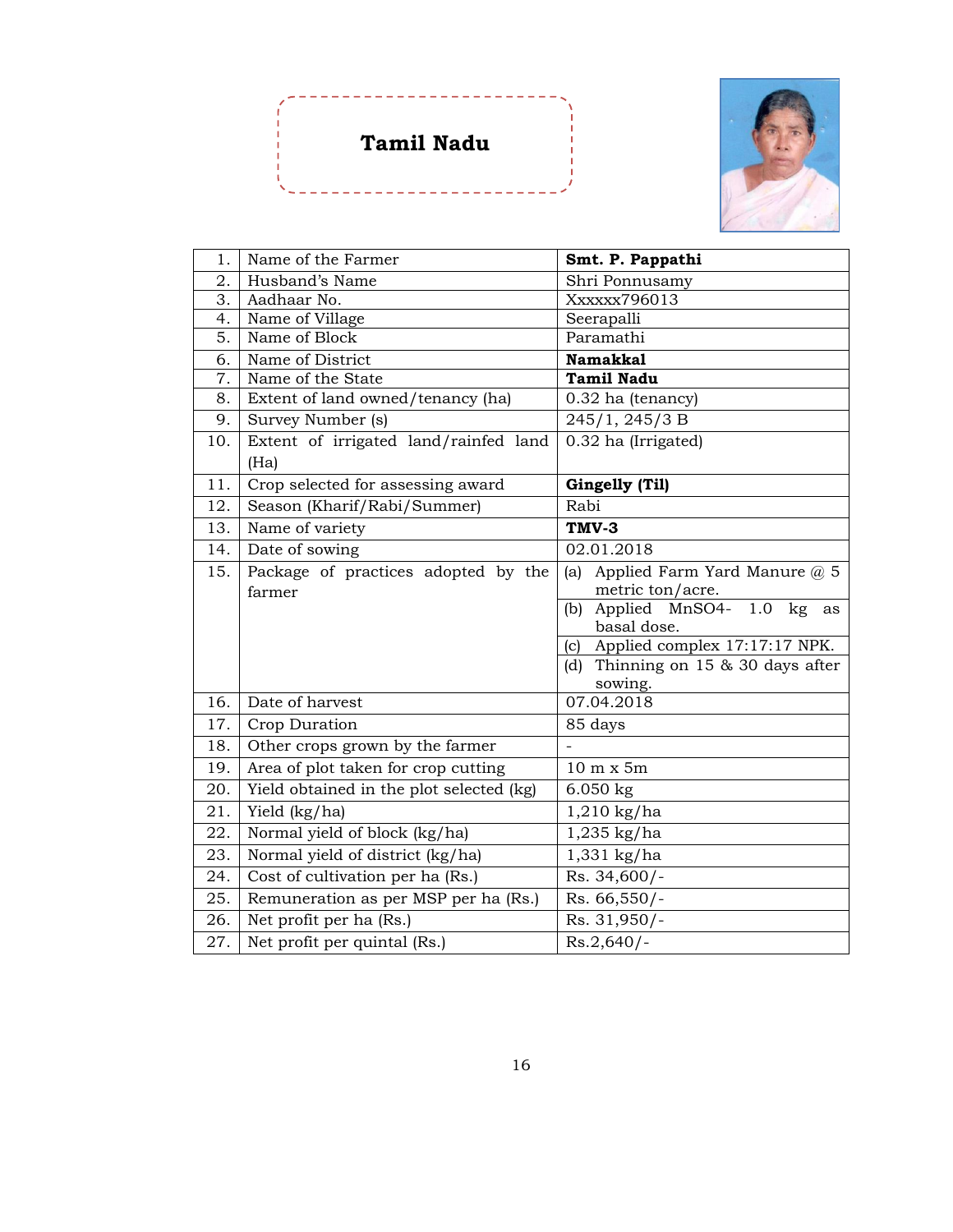# Tamil Nadu

| | | |
|---|---|---|
| 1. | Name of the Farmer | **Smt. P. Pappathi** |
| 2. | Husband's Name | Shri Ponnusamy |
| 3. | Aadhaar No. | Xxxxxx796013 |
| 4. | Name of Village | Seerapalli |
| 5. | Name of Block | Paramathi |
| 6. | Name of District | **Namakkal** |
| 7. | Name of the State | **Tamil Nadu** |
| 8. | Extent of land owned/tenancy (ha) | 0.32 ha (tenancy) |
| 9. | Survey Number (s) | 245/1, 245/3 B |
| 10. | Extent of irrigated land/rainfed land (Ha) | 0.32 ha (Irrigated) |
| 11. | Crop selected for assessing award | **Gingelly (Til)** |
| 12. | Season (Kharif/Rabi/Summer) | Rabi |
| 13. | Name of variety | **TMV-3** |
| 14. | Date of sowing | 02.01.2018 |
| 15. | Package of practices adopted by the farmer | (a) Applied Farm Yard Manure @ 5 metric ton/acre.<br>(b) Applied $MnSO_4$- 1.0 kg as basal dose.<br>(c) Applied complex 17:17:17 NPK.<br>(d) Thinning on 15 & 30 days after sowing. |
| 16. | Date of harvest | 07.04.2018 |
| 17. | Crop Duration | 85 days |
| 18. | Other crops grown by the farmer | - |
| 19. | Area of plot taken for crop cutting | 10 m x 5m |
| 20. | Yield obtained in the plot selected (kg) | 6.050 kg |
| 21. | Yield (kg/ha) | 1,210 kg/ha |
| 22. | Normal yield of block (kg/ha) | 1,235 kg/ha |
| 23. | Normal yield of district (kg/ha) | 1,331 kg/ha |
| 24. | Cost of cultivation per ha (Rs.) | Rs. 34,600/- |
| 25. | Remuneration as per MSP per ha (Rs.) | Rs. 66,550/- |
| 26. | Net profit per ha (Rs.) | Rs. 31,950/- |
| 27. | Net profit per quintal (Rs.) | Rs.2,640/- |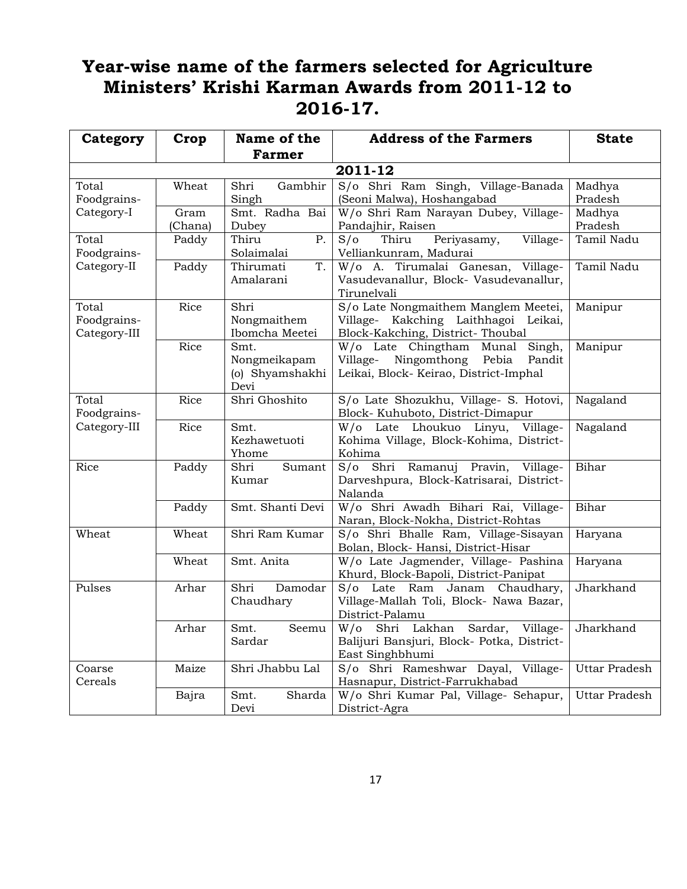# Year-wise name of the farmers selected for Agriculture Ministers' Krishi Karman Awards from 2011-12 to 2016-17.

| Category | Crop | Name of the Farmer | Address of the Farmers | State |
|---|---|---|---|---|
| **2011-12** | | | | |
| Total Foodgrains-Category-I | Wheat | Shri Gambhir Singh | S/o Shri Ram Singh, Village-Banada (Seoni Malwa), Hoshangabad | Madhya Pradesh |
| | Gram (Chana) | Smt. Radha Bai Dubey | W/o Shri Ram Narayan Dubey, Village-Pandajhir, Raisen | Madhya Pradesh |
| Total Foodgrains-Category-II | Paddy | Thiru P. Solaimalai | S/o Thiru Periyasamy, Village-Velliankunram, Madurai | Tamil Nadu |
| | Paddy | Thirumati T. Amalarani | W/o A. Tirumalai Ganesan, Village-Vasudevanallur, Block- Vasudevanallur, Tirunelvali | Tamil Nadu |
| Total Foodgrains-Category-III | Rice | Shri Nongmaithem Ibomcha Meetei | S/o Late Nongmaithem Manglem Meetei, Village- Kakching Laithhagoi Leikai, Block-Kakching, District- Thoubal | Manipur |
| | Rice | Smt. Nongmeikapam (o) Shyamshakhi Devi | W/o Late Chingtham Munal Singh, Village- Ningomthong Pebia Pandit Leikai, Block- Keirao, District-Imphal | Manipur |
| Total Foodgrains-Category-III | Rice | Shri Ghoshito | S/o Late Shozukhu, Village- S. Hotovi, Block- Kuhuboto, District-Dimapur | Nagaland |
| | Rice | Smt. Kezhawetuoti Yhome | W/o Late Lhoukuo Linyu, Village-Kohima Village, Block-Kohima, District-Kohima | Nagaland |
| Rice | Paddy | Shri Sumant Kumar | S/o Shri Ramanuj Pravin, Village-Darveshpura, Block-Katrisarai, District-Nalanda | Bihar |
| | Paddy | Smt. Shanti Devi | W/o Shri Awadh Bihari Rai, Village-Naran, Block-Nokha, District-Rohtas | Bihar |
| Wheat | Wheat | Shri Ram Kumar | S/o Shri Bhalle Ram, Village-Sisayan Bolan, Block- Hansi, District-Hisar | Haryana |
| | Wheat | Smt. Anita | W/o Late Jagmender, Village- Pashina Khurd, Block-Bapoli, District-Panipat | Haryana |
| Pulses | Arhar | Shri Damodar Chaudhary | S/o Late Ram Janam Chaudhary, Village-Mallah Toli, Block- Nawa Bazar, District-Palamu | Jharkhand |
| | Arhar | Smt. Seemu Sardar | W/o Shri Lakhan Sardar, Village-Balijuri Bansjuri, Block- Potka, District-East Singhbhumi | Jharkhand |
| Coarse Cereals | Maize | Shri Jhabbu Lal | S/o Shri Rameshwar Dayal, Village-Hasnapur, District-Farrukhabad | Uttar Pradesh |
| | Bajra | Smt. Sharda Devi | W/o Shri Kumar Pal, Village- Sehapur, District-Agra | Uttar Pradesh |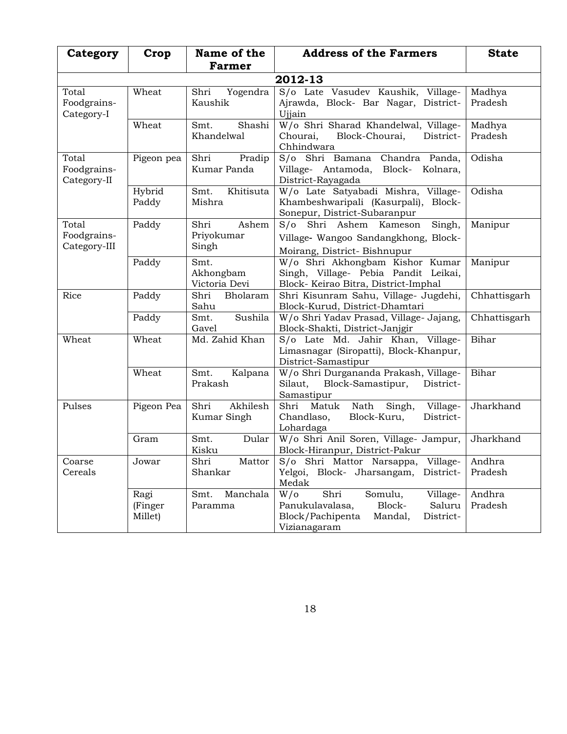| Category | Crop | Name of the Farmer | Address of the Farmers | State |
|---|---|---|---|---|
| **2012-13** | | | | |
| Total Foodgrains-Category-I | Wheat | Shri Yogendra Kaushik | S/o Late Vasudev Kaushik, Village-Ajrawda, Block- Bar Nagar, District-Ujjain | Madhya Pradesh |
| | Wheat | Smt. Shashi Khandelwal | W/o Shri Sharad Khandelwal, Village-Chourai, Block-Chourai, District-Chhindwara | Madhya Pradesh |
| Total Foodgrains-Category-II | Pigeon pea | Shri Pradip Kumar Panda | S/o Shri Bamana Chandra Panda, Village- Antamoda, Block- Kolnara, District-Rayagada | Odisha |
| | Hybrid Paddy | Smt. Khitisuta Mishra | W/o Late Satyabadi Mishra, Village-Khambeshwaripali (Kasurpali), Block-Sonepur, District-Subaranpur | Odisha |
| Total Foodgrains-Category-III | Paddy | Shri Ashem Priyokumar Singh | S/o Shri Ashem Kameson Singh, Village- Wangoo Sandangkhong, Block-Moirang, District- Bishnupur | Manipur |
| | Paddy | Smt. Akhongbam Victoria Devi | W/o Shri Akhongbam Kishor Kumar Singh, Village- Pebia Pandit Leikai, Block- Keirao Bitra, District-Imphal | Manipur |
| Rice | Paddy | Shri Bholaram Sahu | Shri Kisunram Sahu, Village- Jugdehi, Block-Kurud, District-Dhamtari | Chhattisgarh |
| | Paddy | Smt. Sushila Gavel | W/o Shri Yadav Prasad, Village- Jajang, Block-Shakti, District-Janjgir | Chhattisgarh |
| Wheat | Wheat | Md. Zahid Khan | S/o Late Md. Jahir Khan, Village-Limasnagar (Siropatti), Block-Khanpur, District-Samastipur | Bihar |
| | Wheat | Smt. Kalpana Prakash | W/o Shri Durgananda Prakash, Village-Silaut, Block-Samastipur, District-Samastipur | Bihar |
| Pulses | Pigeon Pea | Shri Akhilesh Kumar Singh | Shri Matuk Nath Singh, Village-Chandlaso, Block-Kuru, District-Lohardaga | Jharkhand |
| | Gram | Smt. Dular Kisku | W/o Shri Anil Soren, Village- Jampur, Block-Hiranpur, District-Pakur | Jharkhand |
| Coarse Cereals | Jowar | Shri Mattor Shankar | S/o Shri Mattor Narsappa, Village-Yelgoi, Block- Jharsangam, District-Medak | Andhra Pradesh |
| | Ragi (Finger Millet) | Smt. Manchala Paramma | W/o Shri Somulu, Village-Panukulavalasa, Block- Saluru Block/Pachipenta Mandal, District-Vizianagaram | Andhra Pradesh |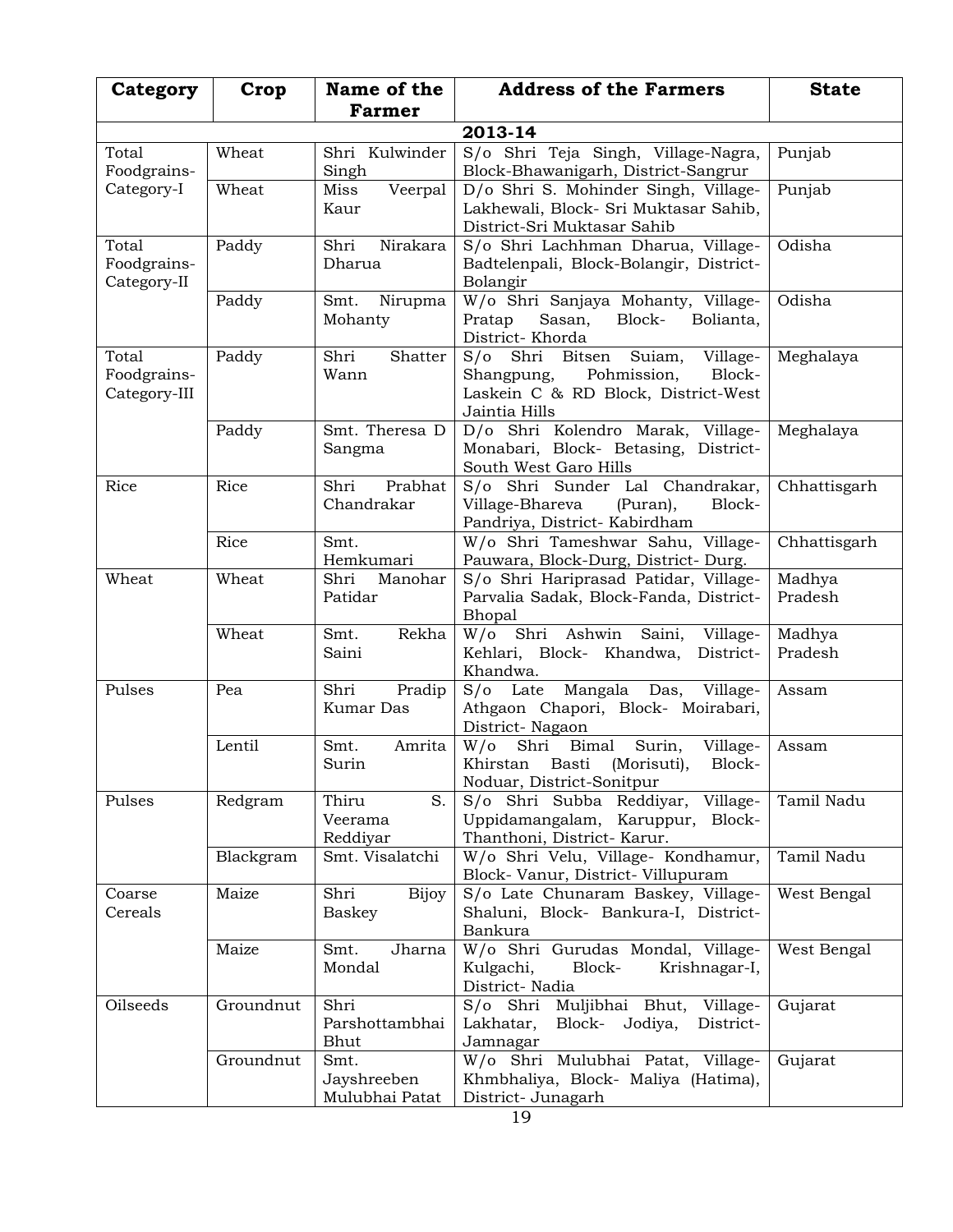| Category | Crop | Name of the Farmer | Address of the Farmers | State |
|---|---|---|---|---|
| | | **2013-14** | | |
| Total Foodgrains-Category-I | Wheat | Shri Kulwinder Singh | S/o Shri Teja Singh, Village-Nagra, Block-Bhawanigarh, District-Sangrur | Punjab |
| | Wheat | Miss Veerpal Kaur | D/o Shri S. Mohinder Singh, Village-Lakhewali, Block- Sri Muktasar Sahib, District-Sri Muktasar Sahib | Punjab |
| Total Foodgrains-Category-II | Paddy | Shri Nirakara Dharua | S/o Shri Lachhman Dharua, Village-Badtelenpali, Block-Bolangir, District-Bolangir | Odisha |
| | Paddy | Smt. Nirupma Mohanty | W/o Shri Sanjaya Mohanty, Village-Pratap Sasan, Block- Bolianta, District- Khorda | Odisha |
| Total Foodgrains-Category-III | Paddy | Shri Shatter Wann | S/o Shri Bitsen Suiam, Village-Shangpung, Pohmission, Block-Laskein C & RD Block, District-West Jaintia Hills | Meghalaya |
| | Paddy | Smt. Theresa D Sangma | D/o Shri Kolendro Marak, Village-Monabari, Block- Betasing, District-South West Garo Hills | Meghalaya |
| Rice | Rice | Shri Prabhat Chandrakar | S/o Shri Sunder Lal Chandrakar, Village-Bhareva (Puran), Block-Pandriya, District- Kabirdham | Chhattisgarh |
| | Rice | Smt. Hemkumari | W/o Shri Tameshwar Sahu, Village-Pauwara, Block-Durg, District- Durg. | Chhattisgarh |
| Wheat | Wheat | Shri Manohar Patidar | S/o Shri Hariprasad Patidar, Village-Parvalia Sadak, Block-Fanda, District-Bhopal | Madhya Pradesh |
| | Wheat | Smt. Rekha Saini | W/o Shri Ashwin Saini, Village-Kehlari, Block- Khandwa, District-Khandwa. | Madhya Pradesh |
| Pulses | Pea | Shri Pradip Kumar Das | S/o Late Mangala Das, Village-Athgaon Chapori, Block- Moirabari, District- Nagaon | Assam |
| | Lentil | Smt. Amrita Surin | W/o Shri Bimal Surin, Village-Khirstan Basti (Morisuti), Block-Noduar, District-Sonitpur | Assam |
| Pulses | Redgram | Thiru S. Veerama Reddiyar | S/o Shri Subba Reddiyar, Village-Uppidamangalam, Karuppur, Block-Thanthoni, District- Karur. | Tamil Nadu |
| | Blackgram | Smt. Visalatchi | W/o Shri Velu, Village- Kondhamur, Block- Vanur, District- Villupuram | Tamil Nadu |
| Coarse Cereals | Maize | Shri Bijoy Baskey | S/o Late Chunaram Baskey, Village-Shaluni, Block- Bankura-I, District-Bankura | West Bengal |
| | Maize | Smt. Jharna Mondal | W/o Shri Gurudas Mondal, Village-Kulgachi, Block- Krishnagar-I, District- Nadia | West Bengal |
| Oilseeds | Groundnut | Shri Parshottambhai Bhut | S/o Shri Muljibhai Bhut, Village-Lakhatar, Block- Jodiya, District-Jamnagar | Gujarat |
| | Groundnut | Smt. Jayshreeben Mulubhai Patat | W/o Shri Mulubhai Patat, Village-Khmbhaliya, Block- Maliya (Hatima), District- Junagarh | Gujarat |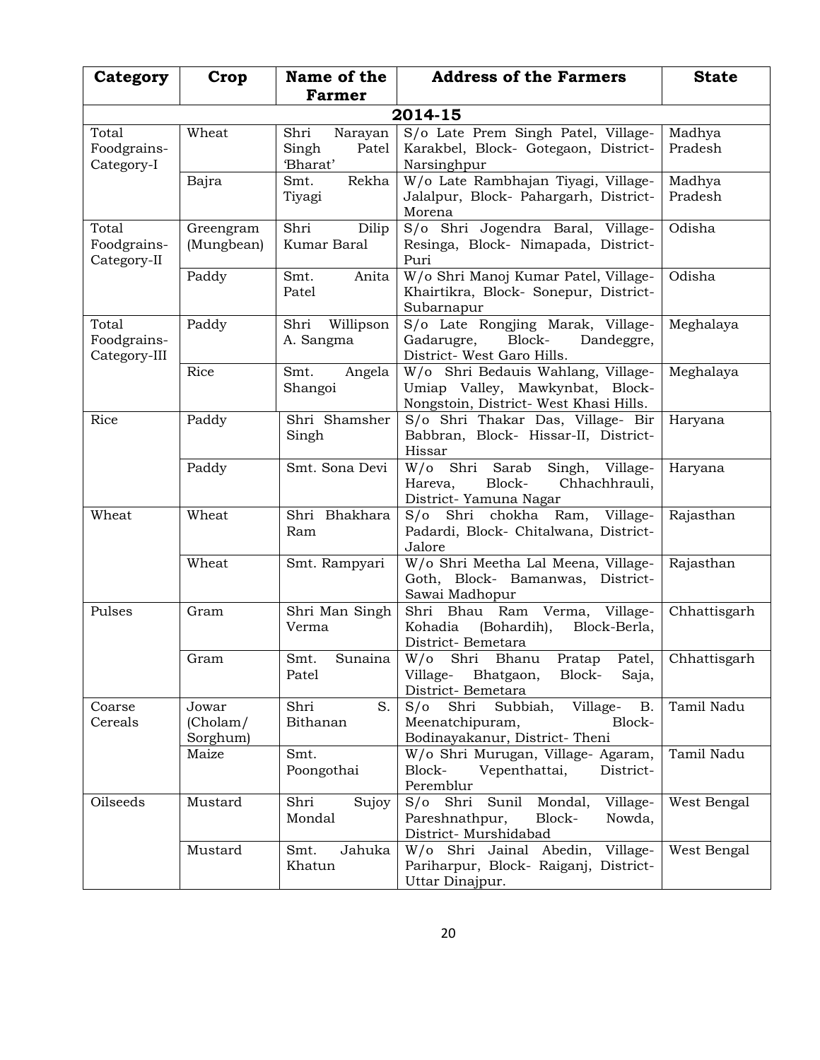| Category | Crop | Name of the Farmer | Address of the Farmers | State |
|---|---|---|---|---|
| **2014-15** | | | | |
| Total Foodgrains-Category-I | Wheat | Shri Narayan Singh Patel 'Bharat' | S/o Late Prem Singh Patel, Village- Karakbel, Block- Gotegaon, District- Narsinghpur | Madhya Pradesh |
| | Bajra | Smt. Rekha Tiyagi | W/o Late Rambhajan Tiyagi, Village- Jalalpur, Block- Pahargarh, District- Morena | Madhya Pradesh |
| Total Foodgrains-Category-II | Greengram (Mungbean) | Shri Dilip Kumar Baral | S/o Shri Jogendra Baral, Village- Resinga, Block- Nimapada, District- Puri | Odisha |
| | Paddy | Smt. Anita Patel | W/o Shri Manoj Kumar Patel, Village- Khairtikra, Block- Sonepur, District- Subarnapur | Odisha |
| Total Foodgrains-Category-III | Paddy | Shri Willipson A. Sangma | S/o Late Rongjing Marak, Village- Gadarugre, Block- Dandeggre, District- West Garo Hills. | Meghalaya |
| | Rice | Smt. Angela Shangoi | W/o Shri Bedauis Wahlang, Village- Umiap Valley, Mawkynbat, Block- Nongstoin, District- West Khasi Hills. | Meghalaya |
| Rice | Paddy | Shri Shamsher Singh | S/o Shri Thakar Das, Village- Bir Babbran, Block- Hissar-II, District- Hissar | Haryana |
| | Paddy | Smt. Sona Devi | W/o Shri Sarab Singh, Village- Hareva, Block- Chhachhrauli, District- Yamuna Nagar | Haryana |
| Wheat | Wheat | Shri Bhakhara Ram | S/o Shri chokha Ram, Village- Padardi, Block- Chitalwana, District- Jalore | Rajasthan |
| | Wheat | Smt. Rampyari | W/o Shri Meetha Lal Meena, Village- Goth, Block- Bamanwas, District- Sawai Madhopur | Rajasthan |
| Pulses | Gram | Shri Man Singh Verma | Shri Bhau Ram Verma, Village- Kohadia (Bohardih), Block-Berla, District- Bemetara | Chhattisgarh |
| | Gram | Smt. Sunaina Patel | W/o Shri Bhanu Pratap Patel, Village- Bhatgaon, Block- Saja, District- Bemetara | Chhattisgarh |
| Coarse Cereals | Jowar (Cholam/ Sorghum) | Shri S. Bithanan | S/o Shri Subbiah, Village- B. Meenatchipuram, Block- Bodinayakanur, District- Theni | Tamil Nadu |
| | Maize | Smt. Poongothai | W/o Shri Murugan, Village- Agaram, Block- Vepenthattai, District- Peremblur | Tamil Nadu |
| Oilseeds | Mustard | Shri Sujoy Mondal | S/o Shri Sunil Mondal, Village- Pareshnathpur, Block- Nowda, District- Murshidabad | West Bengal |
| | Mustard | Smt. Jahuka Khatun | W/o Shri Jainal Abedin, Village- Pariharpur, Block- Raiganj, District- Uttar Dinajpur. | West Bengal |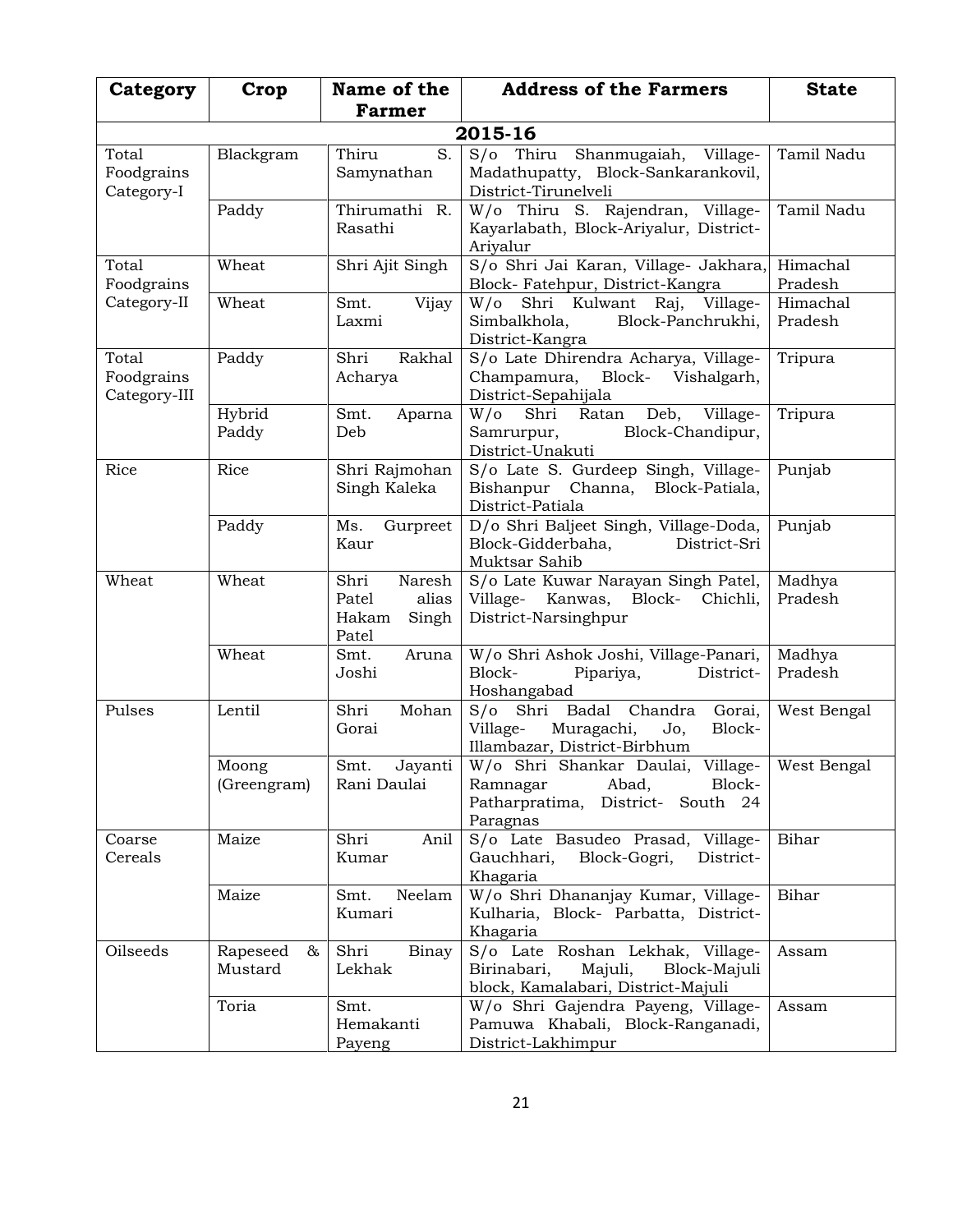| Category | Crop | Name of the Farmer | Address of the Farmers | State |
|---|---|---|---|---|
| **2015-16** | | | | |
| Total Foodgrains Category-I | Blackgram | Thiru S. Samynathan | S/o Thiru Shanmugaiah, Village-Madathupatty, Block-Sankarankovil, District-Tirunelveli | Tamil Nadu |
| | Paddy | Thirumathi R. Rasathi | W/o Thiru S. Rajendran, Village-Kayarlabath, Block-Ariyalur, District-Ariyalur | Tamil Nadu |
| Total Foodgrains Category-II | Wheat | Shri Ajit Singh | S/o Shri Jai Karan, Village- Jakhara, Block- Fatehpur, District-Kangra | Himachal Pradesh |
| | Wheat | Smt. Vijay Laxmi | W/o Shri Kulwant Raj, Village-Simbalkhola, Block-Panchrukhi, District-Kangra | Himachal Pradesh |
| Total Foodgrains Category-III | Paddy | Shri Rakhal Acharya | S/o Late Dhirendra Acharya, Village-Champamura, Block- Vishalgarh, District-Sepahijala | Tripura |
| | Hybrid Paddy | Smt. Aparna Deb | W/o Shri Ratan Deb, Village-Samrurpur, Block-Chandipur, District-Unakuti | Tripura |
| Rice | Rice | Shri Rajmohan Singh Kaleka | S/o Late S. Gurdeep Singh, Village-Bishanpur Channa, Block-Patiala, District-Patiala | Punjab |
| | Paddy | Ms. Gurpreet Kaur | D/o Shri Baljeet Singh, Village-Doda, Block-Gidderbaha, District-Sri Muktsar Sahib | Punjab |
| Wheat | Wheat | Shri Naresh Patel alias Hakam Singh Patel | S/o Late Kuwar Narayan Singh Patel, Village- Kanwas, Block- Chichli, District-Narsinghpur | Madhya Pradesh |
| | Wheat | Smt. Aruna Joshi | W/o Shri Ashok Joshi, Village-Panari, Block- Pipariya, District-Hoshangabad | Madhya Pradesh |
| Pulses | Lentil | Shri Mohan Gorai | S/o Shri Badal Chandra Gorai, Village- Muragachi, Jo, Block-Illambazar, District-Birbhum | West Bengal |
| | Moong (Greengram) | Smt. Jayanti Rani Daulai | W/o Shri Shankar Daulai, Village-Ramnagar Abad, Block-Patharpratima, District- South 24 Paragnas | West Bengal |
| Coarse Cereals | Maize | Shri Anil Kumar | S/o Late Basudeo Prasad, Village-Gauchhari, Block-Gogri, District-Khagaria | Bihar |
| | Maize | Smt. Neelam Kumari | W/o Shri Dhananjay Kumar, Village-Kulharia, Block- Parbatta, District-Khagaria | Bihar |
| Oilseeds | Rapeseed & Mustard | Shri Binay Lekhak | S/o Late Roshan Lekhak, Village-Birinabari, Majuli, Block-Majuli block, Kamalabari, District-Majuli | Assam |
| | Toria | Smt. Hemakanti Payeng | W/o Shri Gajendra Payeng, Village-Pamuwa Khabali, Block-Ranganadi, District-Lakhimpur | Assam |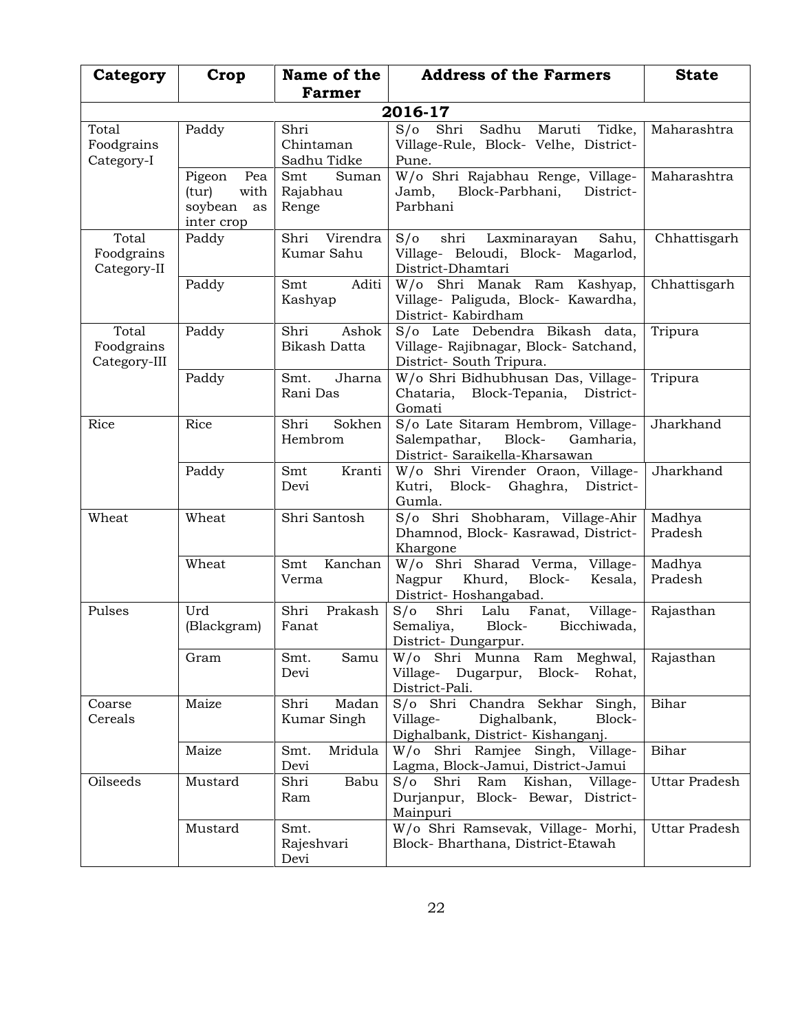| Category | Crop | Name of the Farmer | Address of the Farmers | State |
|---|---|---|---|---|
| **2016-17** | | | | |
| Total Foodgrains Category-I | Paddy | Shri Chintaman Sadhu Tidke | S/o Shri Sadhu Maruti Tidke, Village-Rule, Block- Velhe, District-Pune. | Maharashtra |
| | Pigeon Pea (tur) with soybean as inter crop | Smt Suman Rajabhau Renge | W/o Shri Rajabhau Renge, Village-Jamb, Block-Parbhani, District-Parbhani | Maharashtra |
| Total Foodgrains Category-II | Paddy | Shri Virendra Kumar Sahu | S/o shri Laxminarayan Sahu, Village- Beloudi, Block- Magarlod, District-Dhamtari | Chhattisgarh |
| | Paddy | Smt Aditi Kashyap | W/o Shri Manak Ram Kashyap, Village- Paliguda, Block- Kawardha, District- Kabirdham | Chhattisgarh |
| Total Foodgrains Category-III | Paddy | Shri Ashok Bikash Datta | S/o Late Debendra Bikash data, Village- Rajibnagar, Block- Satchand, District- South Tripura. | Tripura |
| | Paddy | Smt. Jharna Rani Das | W/o Shri Bidhubhusan Das, Village-Chataria, Block-Tepania, District-Gomati | Tripura |
| Rice | Rice | Shri Sokhen Hembrom | S/o Late Sitaram Hembrom, Village-Salempathar, Block- Gamharia, District- Saraikella-Kharsawan | Jharkhand |
| | Paddy | Smt Kranti Devi | W/o Shri Virender Oraon, Village-Kutri, Block- Ghaghra, District-Gumla. | Jharkhand |
| Wheat | Wheat | Shri Santosh | S/o Shri Shobharam, Village-Ahir Dhamnod, Block- Kasrawad, District-Khargone | Madhya Pradesh |
| | Wheat | Smt Kanchan Verma | W/o Shri Sharad Verma, Village-Nagpur Khurd, Block- Kesala, District- Hoshangabad. | Madhya Pradesh |
| Pulses | Urd (Blackgram) | Shri Prakash Fanat | S/o Shri Lalu Fanat, Village-Semaliya, Block- Bicchiwada, District- Dungarpur. | Rajasthan |
| | Gram | Smt. Samu Devi | W/o Shri Munna Ram Meghwal, Village- Dugarpur, Block- Rohat, District-Pali. | Rajasthan |
| Coarse Cereals | Maize | Shri Madan Kumar Singh | S/o Shri Chandra Sekhar Singh, Village- Dighalbank, Block-Dighalbank, District- Kishanganj. | Bihar |
| | Maize | Smt. Mridula Devi | W/o Shri Ramjee Singh, Village-Lagma, Block-Jamui, District-Jamui | Bihar |
| Oilseeds | Mustard | Shri Babu Ram | S/o Shri Ram Kishan, Village-Durjanpur, Block- Bewar, District-Mainpuri | Uttar Pradesh |
| | Mustard | Smt. Rajeshvari Devi | W/o Shri Ramsevak, Village- Morhi, Block- Bharthana, District-Etawah | Uttar Pradesh |